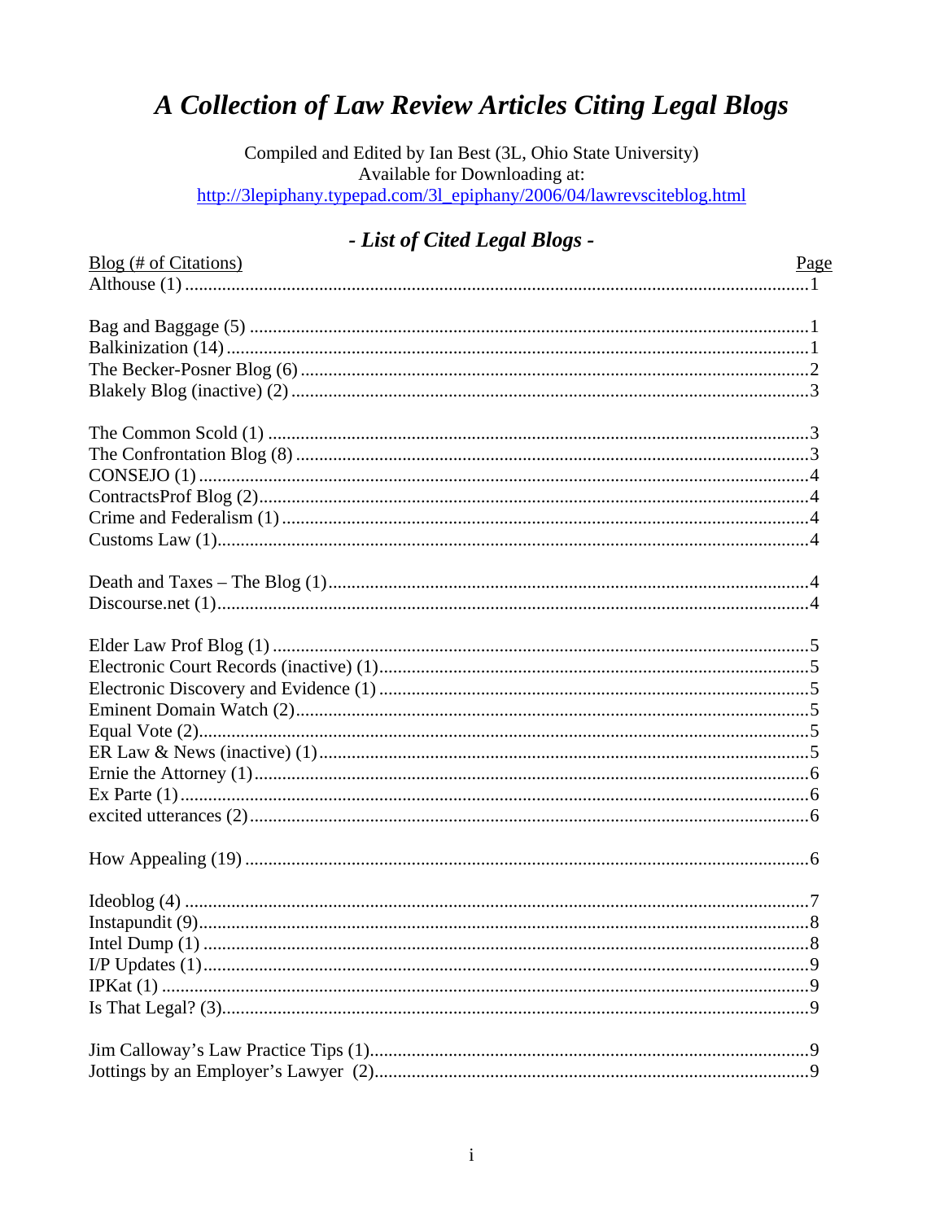# *A Collection of Law Review Articles Citing Legal Blogs*

Compiled and Edited by Ian Best (3L, Ohio State University)
Available for Downloading at:
http://3lepiphany.typepad.com/3l_epiphany/2006/04/lawrevsciteblog.html

## *- List of Cited Legal Blogs -*

| Blog (# of Citations) | Page |
|---|---|
| Althouse (1) | 1 |
| | |
| Bag and Baggage (5) | 1 |
| Balkinization (14) | 1 |
| The Becker-Posner Blog (6) | 2 |
| Blakely Blog (inactive) (2) | 3 |
| | |
| The Common Scold (1) | 3 |
| The Confrontation Blog (8) | 3 |
| CONSEJO (1) | 4 |
| ContractsProf Blog (2) | 4 |
| Crime and Federalism (1) | 4 |
| Customs Law (1) | 4 |
| | |
| Death and Taxes – The Blog (1) | 4 |
| Discourse.net (1) | 4 |
| | |
| Elder Law Prof Blog (1) | 5 |
| Electronic Court Records (inactive) (1) | 5 |
| Electronic Discovery and Evidence (1) | 5 |
| Eminent Domain Watch (2) | 5 |
| Equal Vote (2) | 5 |
| ER Law & News (inactive) (1) | 5 |
| Ernie the Attorney (1) | 6 |
| Ex Parte (1) | 6 |
| excited utterances (2) | 6 |
| | |
| How Appealing (19) | 6 |
| | |
| Ideoblog (4) | 7 |
| Instapundit (9) | 8 |
| Intel Dump (1) | 8 |
| I/P Updates (1) | 9 |
| IPKat (1) | 9 |
| Is That Legal? (3) | 9 |
| | |
| Jim Calloway's Law Practice Tips (1) | 9 |
| Jottings by an Employer's Lawyer (2) | 9 |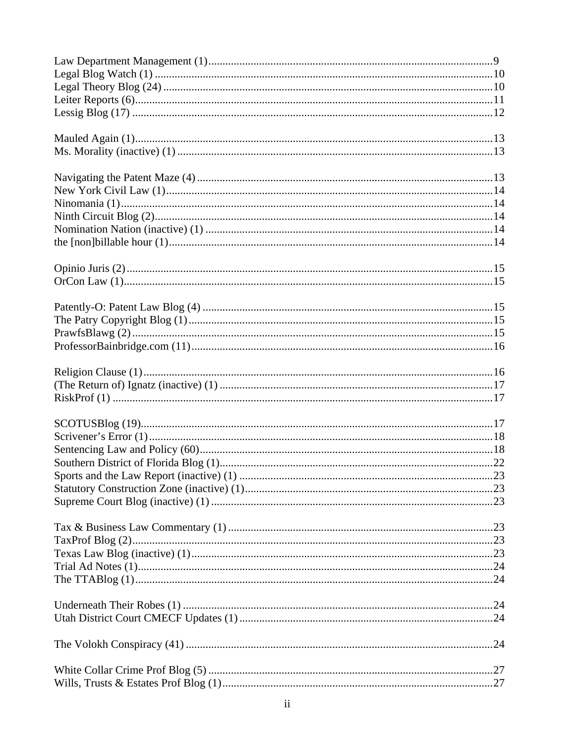Law Department Management (1) .......... 9
Legal Blog Watch (1) .......... 10
Legal Theory Blog (24) .......... 10
Leiter Reports (6) .......... 11
Lessig Blog (17) .......... 12

Mauled Again (1) .......... 13
Ms. Morality (inactive) (1) .......... 13

Navigating the Patent Maze (4) .......... 13
New York Civil Law (1) .......... 14
Ninomania (1) .......... 14
Ninth Circuit Blog (2) .......... 14
Nomination Nation (inactive) (1) .......... 14
the [non]billable hour (1) .......... 14

Opinio Juris (2) .......... 15
OrCon Law (1) .......... 15

Patently-O: Patent Law Blog (4) .......... 15
The Patry Copyright Blog (1) .......... 15
PrawfsBlawg (2) .......... 15
ProfessorBainbridge.com (11) .......... 16

Religion Clause (1) .......... 16
(The Return of) Ignatz (inactive) (1) .......... 17
RiskProf (1) .......... 17

SCOTUSBlog (19) .......... 17
Scrivener's Error (1) .......... 18
Sentencing Law and Policy (60) .......... 18
Southern District of Florida Blog (1) .......... 22
Sports and the Law Report (inactive) (1) .......... 23
Statutory Construction Zone (inactive) (1) .......... 23
Supreme Court Blog (inactive) (1) .......... 23

Tax & Business Law Commentary (1) .......... 23
TaxProf Blog (2) .......... 23
Texas Law Blog (inactive) (1) .......... 23
Trial Ad Notes (1) .......... 24
The TTABlog (1) .......... 24

Underneath Their Robes (1) .......... 24
Utah District Court CMECF Updates (1) .......... 24

The Volokh Conspiracy (41) .......... 24

White Collar Crime Prof Blog (5) .......... 27
Wills, Trusts & Estates Prof Blog (1) .......... 27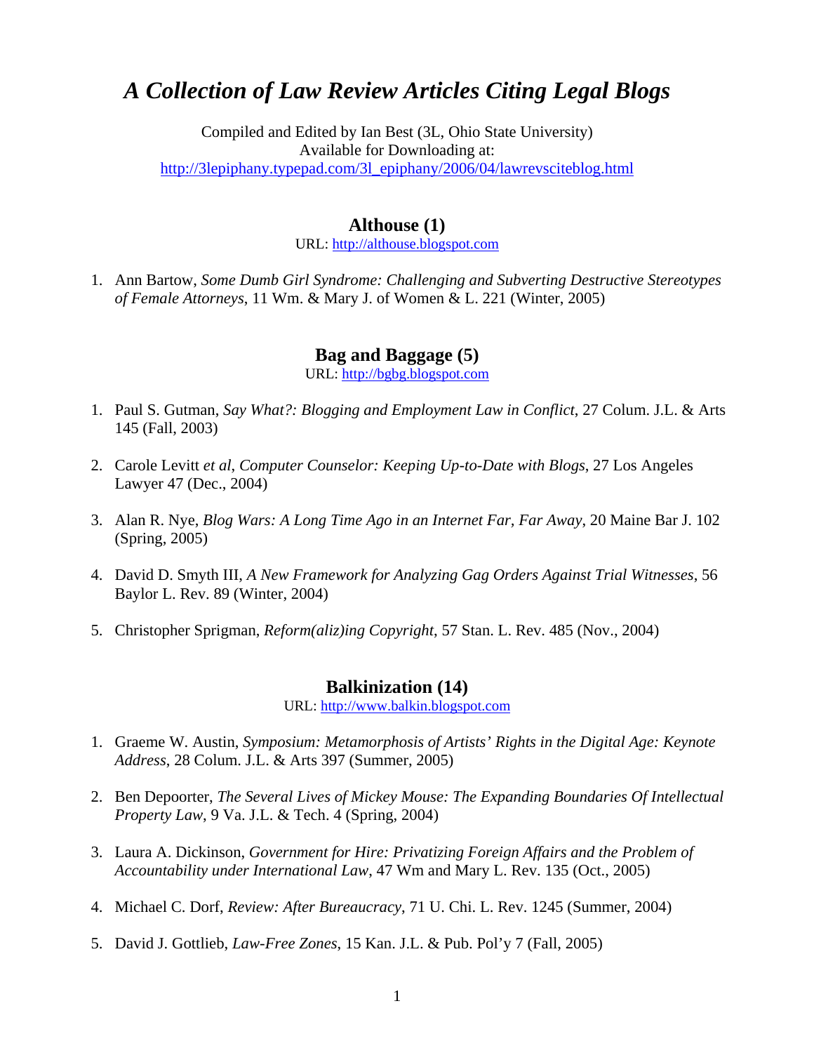# *A Collection of Law Review Articles Citing Legal Blogs*

Compiled and Edited by Ian Best (3L, Ohio State University)
Available for Downloading at:
http://3lepiphany.typepad.com/3l_epiphany/2006/04/lawrevsciteblog.html

## Althouse (1)

URL: http://althouse.blogspot.com

1. Ann Bartow, *Some Dumb Girl Syndrome: Challenging and Subverting Destructive Stereotypes of Female Attorneys*, 11 Wm. & Mary J. of Women & L. 221 (Winter, 2005)

## Bag and Baggage (5)

URL: http://bgbg.blogspot.com

1. Paul S. Gutman, *Say What?: Blogging and Employment Law in Conflict*, 27 Colum. J.L. & Arts 145 (Fall, 2003)

2. Carole Levitt *et al*, *Computer Counselor: Keeping Up-to-Date with Blogs*, 27 Los Angeles Lawyer 47 (Dec., 2004)

3. Alan R. Nye, *Blog Wars: A Long Time Ago in an Internet Far, Far Away*, 20 Maine Bar J. 102 (Spring, 2005)

4. David D. Smyth III, *A New Framework for Analyzing Gag Orders Against Trial Witnesses*, 56 Baylor L. Rev. 89 (Winter, 2004)

5. Christopher Sprigman, *Reform(aliz)ing Copyright*, 57 Stan. L. Rev. 485 (Nov., 2004)

## Balkinization (14)

URL: http://www.balkin.blogspot.com

1. Graeme W. Austin, *Symposium: Metamorphosis of Artists' Rights in the Digital Age: Keynote Address*, 28 Colum. J.L. & Arts 397 (Summer, 2005)

2. Ben Depoorter, *The Several Lives of Mickey Mouse: The Expanding Boundaries Of Intellectual Property Law*, 9 Va. J.L. & Tech. 4 (Spring, 2004)

3. Laura A. Dickinson, *Government for Hire: Privatizing Foreign Affairs and the Problem of Accountability under International Law*, 47 Wm and Mary L. Rev. 135 (Oct., 2005)

4. Michael C. Dorf, *Review: After Bureaucracy*, 71 U. Chi. L. Rev. 1245 (Summer, 2004)

5. David J. Gottlieb, *Law-Free Zones*, 15 Kan. J.L. & Pub. Pol'y 7 (Fall, 2005)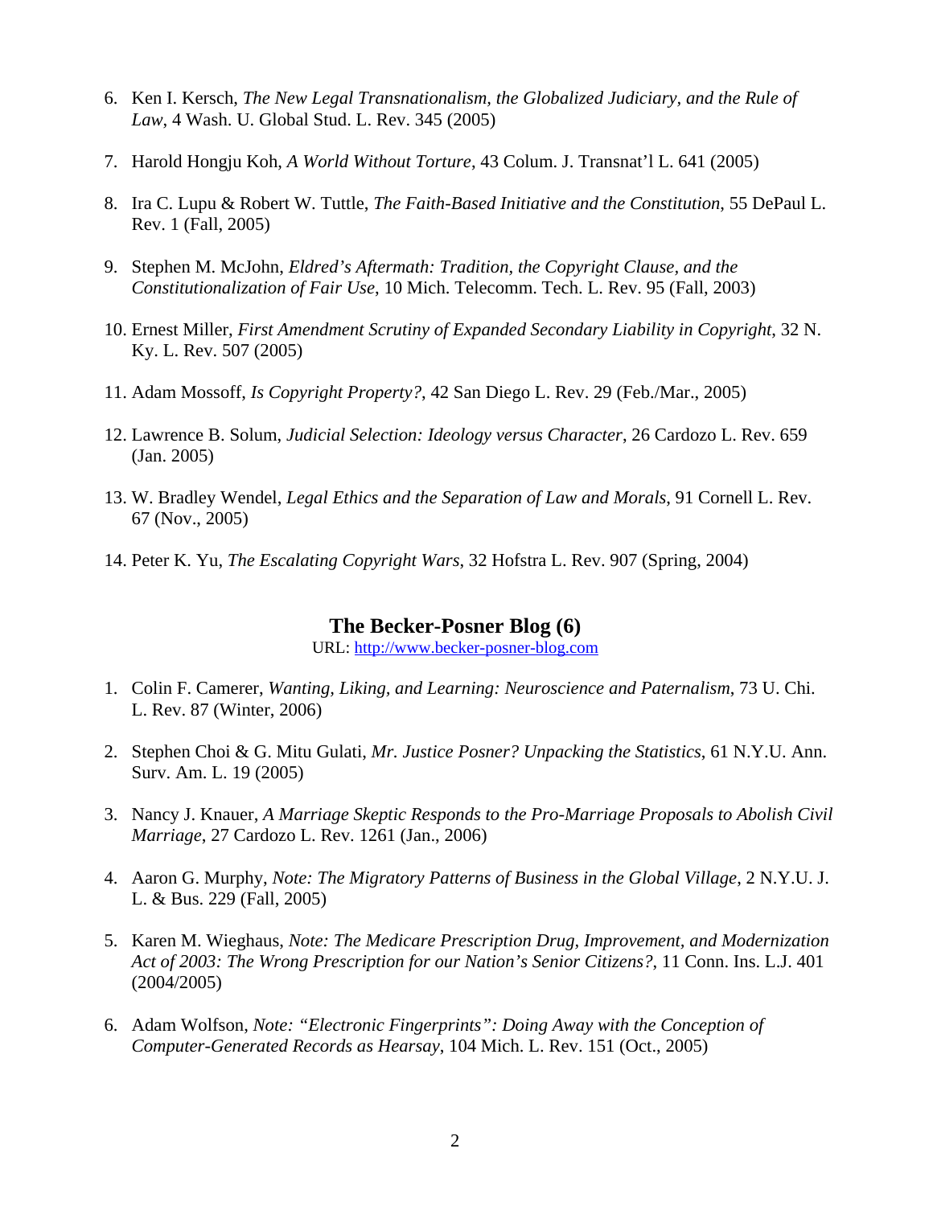6. Ken I. Kersch, *The New Legal Transnationalism, the Globalized Judiciary, and the Rule of Law*, 4 Wash. U. Global Stud. L. Rev. 345 (2005)

7. Harold Hongju Koh, *A World Without Torture*, 43 Colum. J. Transnat'l L. 641 (2005)

8. Ira C. Lupu & Robert W. Tuttle, *The Faith-Based Initiative and the Constitution*, 55 DePaul L. Rev. 1 (Fall, 2005)

9. Stephen M. McJohn, *Eldred's Aftermath: Tradition, the Copyright Clause, and the Constitutionalization of Fair Use*, 10 Mich. Telecomm. Tech. L. Rev. 95 (Fall, 2003)

10. Ernest Miller, *First Amendment Scrutiny of Expanded Secondary Liability in Copyright*, 32 N. Ky. L. Rev. 507 (2005)

11. Adam Mossoff, *Is Copyright Property?*, 42 San Diego L. Rev. 29 (Feb./Mar., 2005)

12. Lawrence B. Solum, *Judicial Selection: Ideology versus Character*, 26 Cardozo L. Rev. 659 (Jan. 2005)

13. W. Bradley Wendel, *Legal Ethics and the Separation of Law and Morals*, 91 Cornell L. Rev. 67 (Nov., 2005)

14. Peter K. Yu, *The Escalating Copyright Wars*, 32 Hofstra L. Rev. 907 (Spring, 2004)

## The Becker-Posner Blog (6)

URL: http://www.becker-posner-blog.com

1. Colin F. Camerer, *Wanting, Liking, and Learning: Neuroscience and Paternalism*, 73 U. Chi. L. Rev. 87 (Winter, 2006)

2. Stephen Choi & G. Mitu Gulati, *Mr. Justice Posner? Unpacking the Statistics*, 61 N.Y.U. Ann. Surv. Am. L. 19 (2005)

3. Nancy J. Knauer, *A Marriage Skeptic Responds to the Pro-Marriage Proposals to Abolish Civil Marriage*, 27 Cardozo L. Rev. 1261 (Jan., 2006)

4. Aaron G. Murphy, *Note: The Migratory Patterns of Business in the Global Village*, 2 N.Y.U. J. L. & Bus. 229 (Fall, 2005)

5. Karen M. Wieghaus, *Note: The Medicare Prescription Drug, Improvement, and Modernization Act of 2003: The Wrong Prescription for our Nation's Senior Citizens?*, 11 Conn. Ins. L.J. 401 (2004/2005)

6. Adam Wolfson, *Note: "Electronic Fingerprints": Doing Away with the Conception of Computer-Generated Records as Hearsay*, 104 Mich. L. Rev. 151 (Oct., 2005)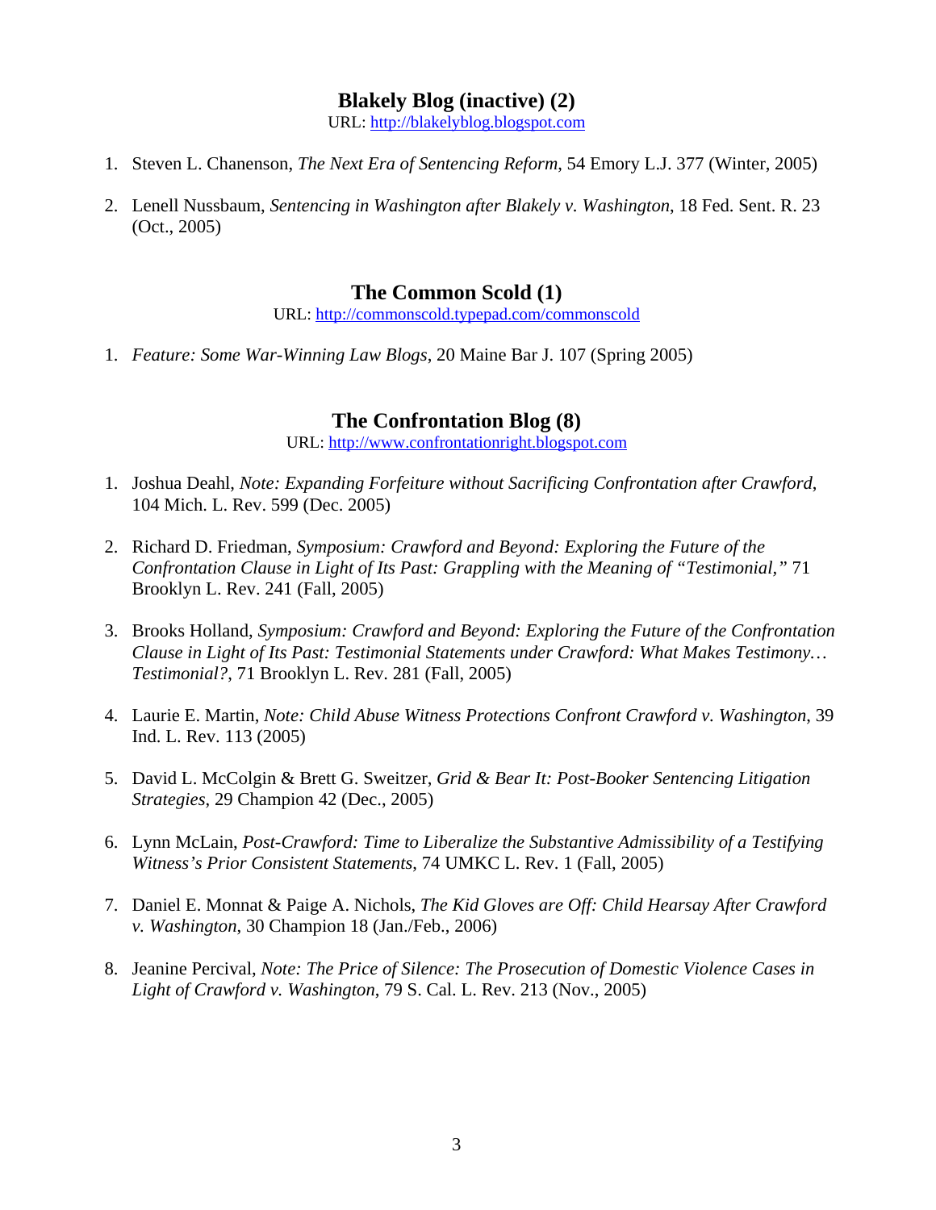## Blakely Blog (inactive) (2)

URL: http://blakelyblog.blogspot.com

1. Steven L. Chanenson, *The Next Era of Sentencing Reform*, 54 Emory L.J. 377 (Winter, 2005)
2. Lenell Nussbaum, *Sentencing in Washington after Blakely v. Washington*, 18 Fed. Sent. R. 23 (Oct., 2005)

## The Common Scold (1)

URL: http://commonscold.typepad.com/commonscold

1. *Feature: Some War-Winning Law Blogs*, 20 Maine Bar J. 107 (Spring 2005)

## The Confrontation Blog (8)

URL: http://www.confrontationright.blogspot.com

1. Joshua Deahl, *Note: Expanding Forfeiture without Sacrificing Confrontation after Crawford*, 104 Mich. L. Rev. 599 (Dec. 2005)
2. Richard D. Friedman, *Symposium: Crawford and Beyond: Exploring the Future of the Confrontation Clause in Light of Its Past: Grappling with the Meaning of "Testimonial,"* 71 Brooklyn L. Rev. 241 (Fall, 2005)
3. Brooks Holland, *Symposium: Crawford and Beyond: Exploring the Future of the Confrontation Clause in Light of Its Past: Testimonial Statements under Crawford: What Makes Testimony… Testimonial?*, 71 Brooklyn L. Rev. 281 (Fall, 2005)
4. Laurie E. Martin, *Note: Child Abuse Witness Protections Confront Crawford v. Washington*, 39 Ind. L. Rev. 113 (2005)
5. David L. McColgin & Brett G. Sweitzer, *Grid & Bear It: Post-Booker Sentencing Litigation Strategies*, 29 Champion 42 (Dec., 2005)
6. Lynn McLain, *Post-Crawford: Time to Liberalize the Substantive Admissibility of a Testifying Witness's Prior Consistent Statements*, 74 UMKC L. Rev. 1 (Fall, 2005)
7. Daniel E. Monnat & Paige A. Nichols, *The Kid Gloves are Off: Child Hearsay After Crawford v. Washington*, 30 Champion 18 (Jan./Feb., 2006)
8. Jeanine Percival, *Note: The Price of Silence: The Prosecution of Domestic Violence Cases in Light of Crawford v. Washington*, 79 S. Cal. L. Rev. 213 (Nov., 2005)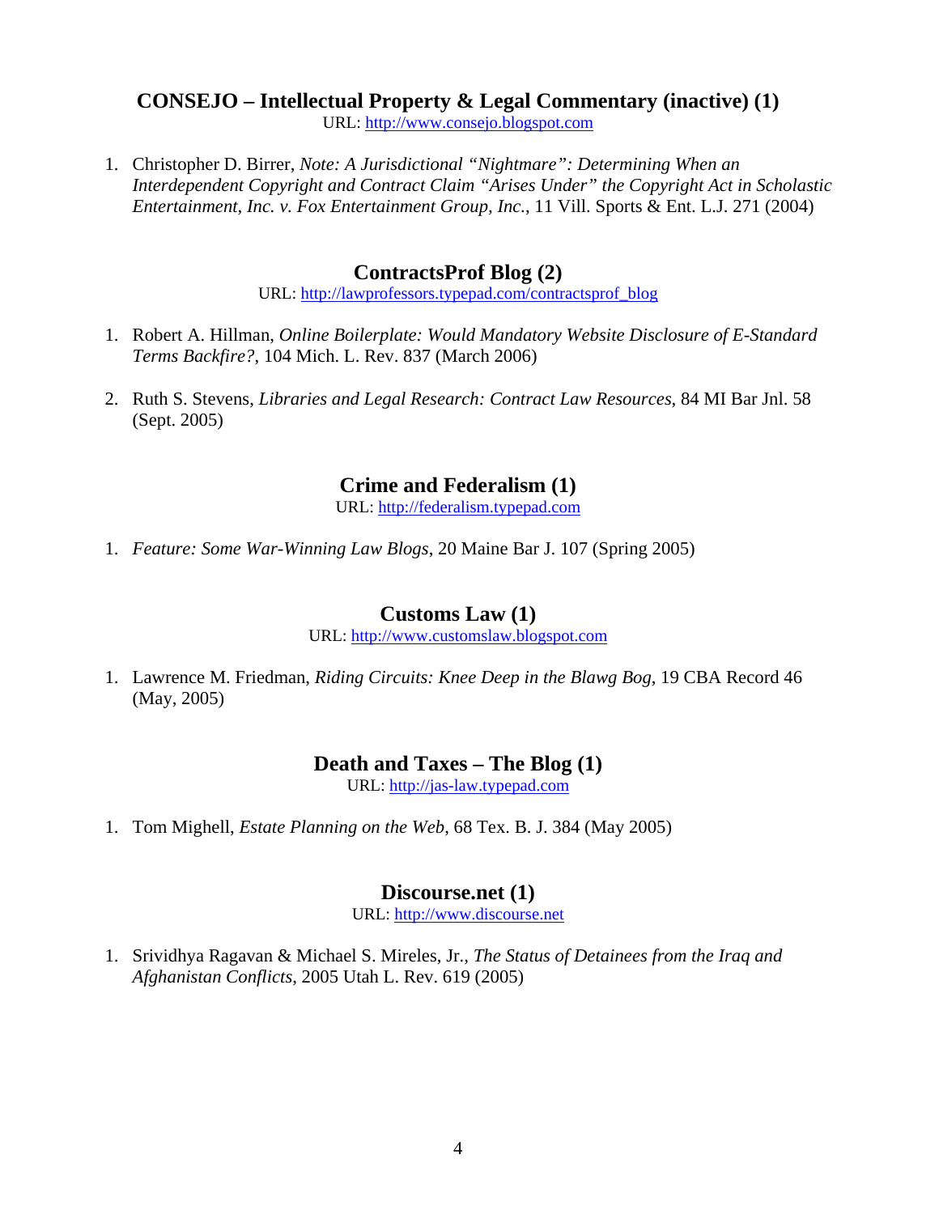## CONSEJO – Intellectual Property & Legal Commentary (inactive) (1)

URL: http://www.consejo.blogspot.com

1. Christopher D. Birrer, *Note: A Jurisdictional "Nightmare": Determining When an Interdependent Copyright and Contract Claim "Arises Under" the Copyright Act in Scholastic Entertainment, Inc. v. Fox Entertainment Group, Inc.*, 11 Vill. Sports & Ent. L.J. 271 (2004)

## ContractsProf Blog (2)

URL: http://lawprofessors.typepad.com/contractsprof_blog

1. Robert A. Hillman, *Online Boilerplate: Would Mandatory Website Disclosure of E-Standard Terms Backfire?*, 104 Mich. L. Rev. 837 (March 2006)

2. Ruth S. Stevens, *Libraries and Legal Research: Contract Law Resources*, 84 MI Bar Jnl. 58 (Sept. 2005)

## Crime and Federalism (1)

URL: http://federalism.typepad.com

1. *Feature: Some War-Winning Law Blogs*, 20 Maine Bar J. 107 (Spring 2005)

## Customs Law (1)

URL: http://www.customslaw.blogspot.com

1. Lawrence M. Friedman, *Riding Circuits: Knee Deep in the Blawg Bog*, 19 CBA Record 46 (May, 2005)

## Death and Taxes – The Blog (1)

URL: http://jas-law.typepad.com

1. Tom Mighell, *Estate Planning on the Web*, 68 Tex. B. J. 384 (May 2005)

## Discourse.net (1)

URL: http://www.discourse.net

1. Srividhya Ragavan & Michael S. Mireles, Jr., *The Status of Detainees from the Iraq and Afghanistan Conflicts*, 2005 Utah L. Rev. 619 (2005)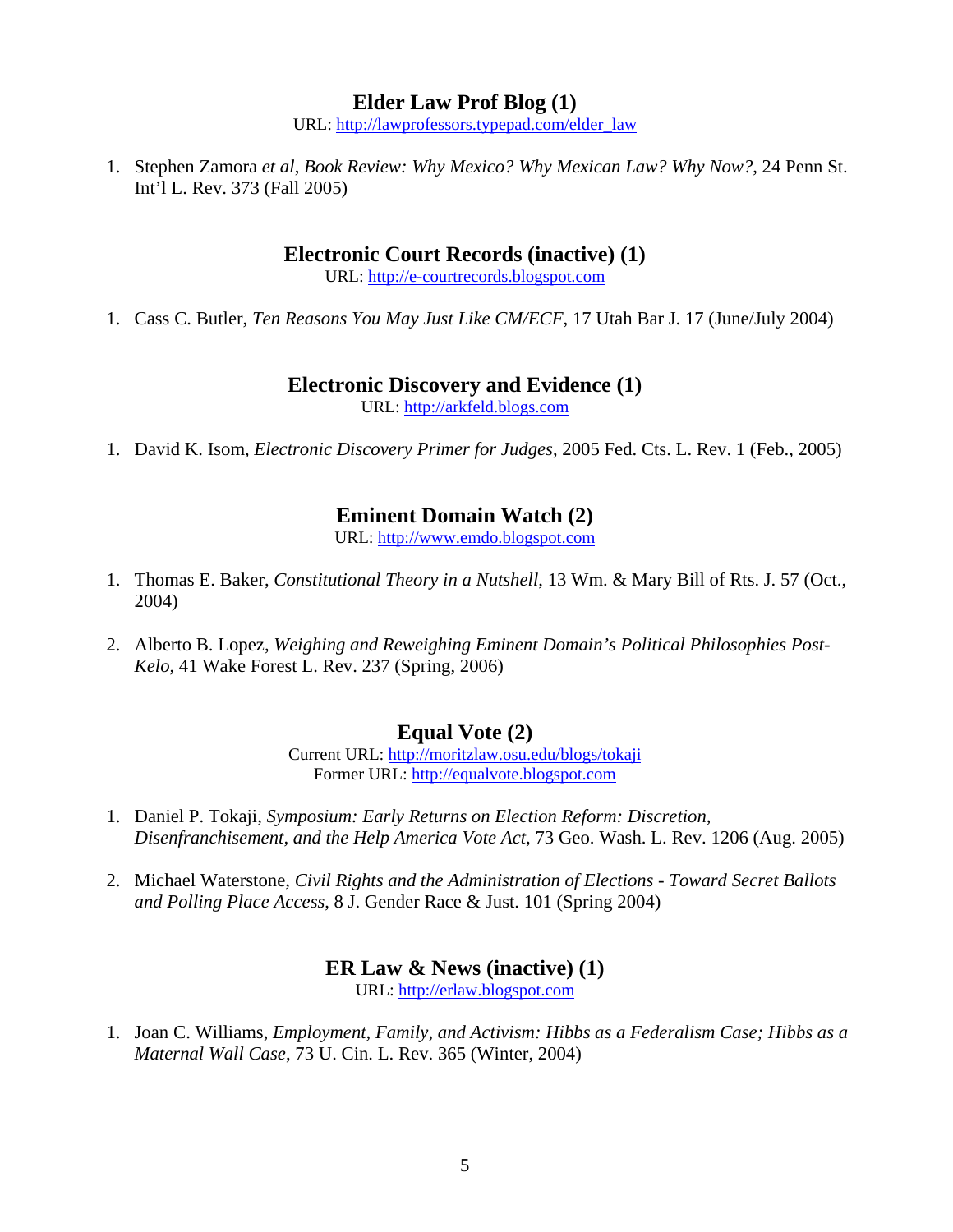## Elder Law Prof Blog (1)

URL: http://lawprofessors.typepad.com/elder_law

1. Stephen Zamora *et al*, *Book Review: Why Mexico? Why Mexican Law? Why Now?,* 24 Penn St. Int'l L. Rev. 373 (Fall 2005)

## Electronic Court Records (inactive) (1)

URL: http://e-courtrecords.blogspot.com

1. Cass C. Butler, *Ten Reasons You May Just Like CM/ECF*, 17 Utah Bar J. 17 (June/July 2004)

## Electronic Discovery and Evidence (1)

URL: http://arkfeld.blogs.com

1. David K. Isom, *Electronic Discovery Primer for Judges*, 2005 Fed. Cts. L. Rev. 1 (Feb., 2005)

## Eminent Domain Watch (2)

URL: http://www.emdo.blogspot.com

1. Thomas E. Baker, *Constitutional Theory in a Nutshell*, 13 Wm. & Mary Bill of Rts. J. 57 (Oct., 2004)

2. Alberto B. Lopez, *Weighing and Reweighing Eminent Domain's Political Philosophies Post-Kelo*, 41 Wake Forest L. Rev. 237 (Spring, 2006)

## Equal Vote (2)

Current URL: http://moritzlaw.osu.edu/blogs/tokaji
Former URL: http://equalvote.blogspot.com

1. Daniel P. Tokaji, *Symposium: Early Returns on Election Reform: Discretion, Disenfranchisement, and the Help America Vote Act*, 73 Geo. Wash. L. Rev. 1206 (Aug. 2005)

2. Michael Waterstone, *Civil Rights and the Administration of Elections - Toward Secret Ballots and Polling Place Access*, 8 J. Gender Race & Just. 101 (Spring 2004)

## ER Law & News (inactive) (1)

URL: http://erlaw.blogspot.com

1. Joan C. Williams, *Employment, Family, and Activism: Hibbs as a Federalism Case; Hibbs as a Maternal Wall Case*, 73 U. Cin. L. Rev. 365 (Winter, 2004)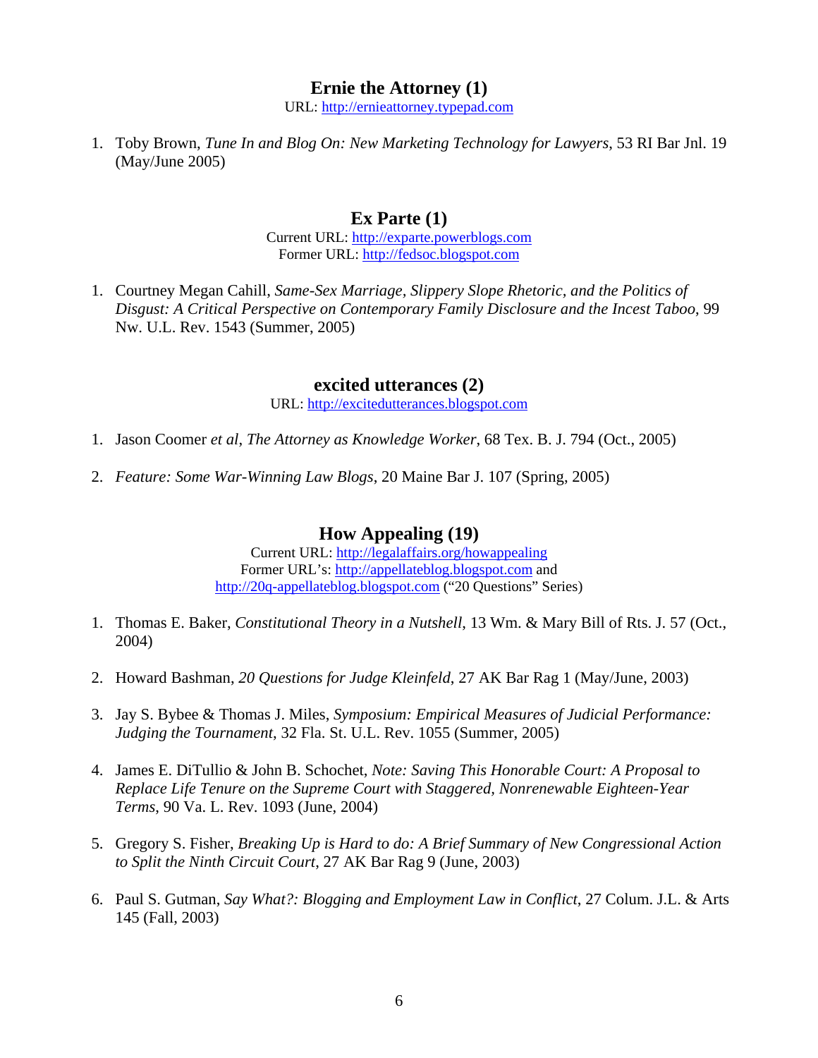## Ernie the Attorney (1)

URL: http://ernieattorney.typepad.com

1. Toby Brown, *Tune In and Blog On: New Marketing Technology for Lawyers*, 53 RI Bar Jnl. 19 (May/June 2005)

## Ex Parte (1)

Current URL: http://exparte.powerblogs.com
Former URL: http://fedsoc.blogspot.com

1. Courtney Megan Cahill, *Same-Sex Marriage, Slippery Slope Rhetoric, and the Politics of Disgust: A Critical Perspective on Contemporary Family Disclosure and the Incest Taboo*, 99 Nw. U.L. Rev. 1543 (Summer, 2005)

## excited utterances (2)

URL: http://excitedutterances.blogspot.com

1. Jason Coomer *et al*, *The Attorney as Knowledge Worker*, 68 Tex. B. J. 794 (Oct., 2005)

2. *Feature: Some War-Winning Law Blogs*, 20 Maine Bar J. 107 (Spring, 2005)

## How Appealing (19)

Current URL: http://legalaffairs.org/howappealing
Former URL's: http://appellateblog.blogspot.com and http://20q-appellateblog.blogspot.com ("20 Questions" Series)

1. Thomas E. Baker, *Constitutional Theory in a Nutshell*, 13 Wm. & Mary Bill of Rts. J. 57 (Oct., 2004)

2. Howard Bashman, *20 Questions for Judge Kleinfeld*, 27 AK Bar Rag 1 (May/June, 2003)

3. Jay S. Bybee & Thomas J. Miles, *Symposium: Empirical Measures of Judicial Performance: Judging the Tournament*, 32 Fla. St. U.L. Rev. 1055 (Summer, 2005)

4. James E. DiTullio & John B. Schochet, *Note: Saving This Honorable Court: A Proposal to Replace Life Tenure on the Supreme Court with Staggered, Nonrenewable Eighteen-Year Terms*, 90 Va. L. Rev. 1093 (June, 2004)

5. Gregory S. Fisher, *Breaking Up is Hard to do: A Brief Summary of New Congressional Action to Split the Ninth Circuit Court*, 27 AK Bar Rag 9 (June, 2003)

6. Paul S. Gutman, *Say What?: Blogging and Employment Law in Conflict*, 27 Colum. J.L. & Arts 145 (Fall, 2003)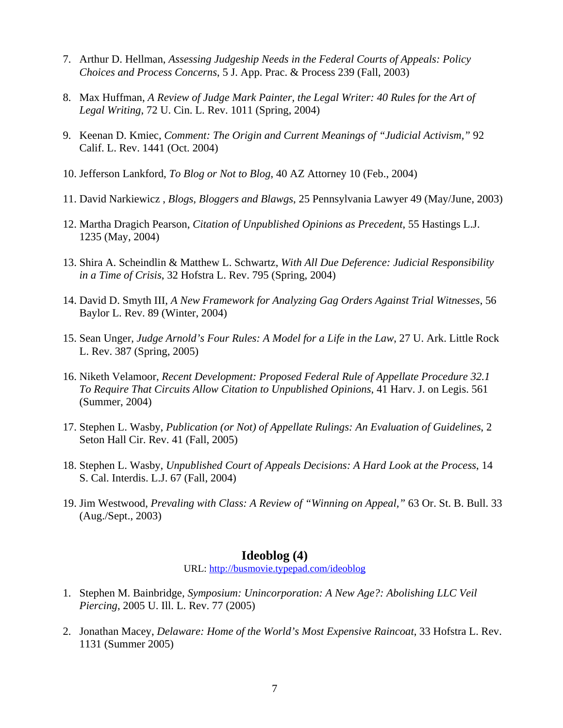7. Arthur D. Hellman, *Assessing Judgeship Needs in the Federal Courts of Appeals: Policy Choices and Process Concerns*, 5 J. App. Prac. & Process 239 (Fall, 2003)

8. Max Huffman, *A Review of Judge Mark Painter, the Legal Writer: 40 Rules for the Art of Legal Writing*, 72 U. Cin. L. Rev. 1011 (Spring, 2004)

9. Keenan D. Kmiec, *Comment: The Origin and Current Meanings of "Judicial Activism,"* 92 Calif. L. Rev. 1441 (Oct. 2004)

10. Jefferson Lankford, *To Blog or Not to Blog*, 40 AZ Attorney 10 (Feb., 2004)

11. David Narkiewicz , *Blogs, Bloggers and Blawgs*, 25 Pennsylvania Lawyer 49 (May/June, 2003)

12. Martha Dragich Pearson, *Citation of Unpublished Opinions as Precedent*, 55 Hastings L.J. 1235 (May, 2004)

13. Shira A. Scheindlin & Matthew L. Schwartz, *With All Due Deference: Judicial Responsibility in a Time of Crisis*, 32 Hofstra L. Rev. 795 (Spring, 2004)

14. David D. Smyth III, *A New Framework for Analyzing Gag Orders Against Trial Witnesses*, 56 Baylor L. Rev. 89 (Winter, 2004)

15. Sean Unger, *Judge Arnold's Four Rules: A Model for a Life in the Law*, 27 U. Ark. Little Rock L. Rev. 387 (Spring, 2005)

16. Niketh Velamoor, *Recent Development: Proposed Federal Rule of Appellate Procedure 32.1 To Require That Circuits Allow Citation to Unpublished Opinions*, 41 Harv. J. on Legis. 561 (Summer, 2004)

17. Stephen L. Wasby, *Publication (or Not) of Appellate Rulings: An Evaluation of Guidelines*, 2 Seton Hall Cir. Rev. 41 (Fall, 2005)

18. Stephen L. Wasby, *Unpublished Court of Appeals Decisions: A Hard Look at the Process*, 14 S. Cal. Interdis. L.J. 67 (Fall, 2004)

19. Jim Westwood, *Prevaling with Class: A Review of "Winning on Appeal,"* 63 Or. St. B. Bull. 33 (Aug./Sept., 2003)

## Ideoblog (4)

URL: http://busmovie.typepad.com/ideoblog

1. Stephen M. Bainbridge, *Symposium: Unincorporation: A New Age?: Abolishing LLC Veil Piercing*, 2005 U. Ill. L. Rev. 77 (2005)

2. Jonathan Macey, *Delaware: Home of the World's Most Expensive Raincoat*, 33 Hofstra L. Rev. 1131 (Summer 2005)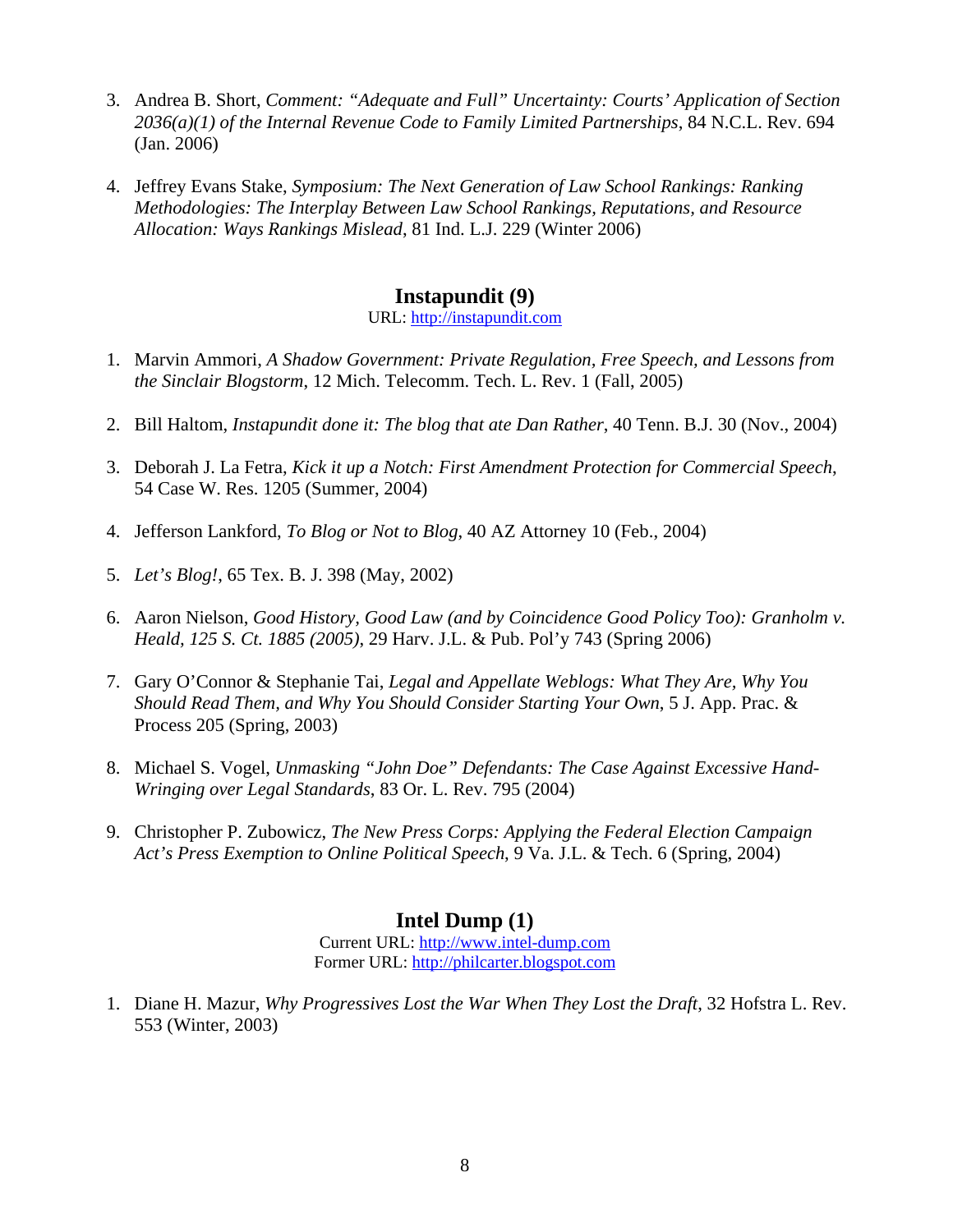3. Andrea B. Short, *Comment: "Adequate and Full" Uncertainty: Courts' Application of Section 2036(a)(1) of the Internal Revenue Code to Family Limited Partnerships*, 84 N.C.L. Rev. 694 (Jan. 2006)

4. Jeffrey Evans Stake, *Symposium: The Next Generation of Law School Rankings: Ranking Methodologies: The Interplay Between Law School Rankings, Reputations, and Resource Allocation: Ways Rankings Mislead*, 81 Ind. L.J. 229 (Winter 2006)

## Instapundit (9)

URL: http://instapundit.com

1. Marvin Ammori, *A Shadow Government: Private Regulation, Free Speech, and Lessons from the Sinclair Blogstorm*, 12 Mich. Telecomm. Tech. L. Rev. 1 (Fall, 2005)

2. Bill Haltom, *Instapundit done it: The blog that ate Dan Rather*, 40 Tenn. B.J. 30 (Nov., 2004)

3. Deborah J. La Fetra, *Kick it up a Notch: First Amendment Protection for Commercial Speech*, 54 Case W. Res. 1205 (Summer, 2004)

4. Jefferson Lankford, *To Blog or Not to Blog*, 40 AZ Attorney 10 (Feb., 2004)

5. *Let's Blog!*, 65 Tex. B. J. 398 (May, 2002)

6. Aaron Nielson, *Good History, Good Law (and by Coincidence Good Policy Too): Granholm v. Heald, 125 S. Ct. 1885 (2005)*, 29 Harv. J.L. & Pub. Pol'y 743 (Spring 2006)

7. Gary O'Connor & Stephanie Tai, *Legal and Appellate Weblogs: What They Are, Why You Should Read Them, and Why You Should Consider Starting Your Own*, 5 J. App. Prac. & Process 205 (Spring, 2003)

8. Michael S. Vogel, *Unmasking "John Doe" Defendants: The Case Against Excessive Hand-Wringing over Legal Standards*, 83 Or. L. Rev. 795 (2004)

9. Christopher P. Zubowicz, *The New Press Corps: Applying the Federal Election Campaign Act's Press Exemption to Online Political Speech*, 9 Va. J.L. & Tech. 6 (Spring, 2004)

## Intel Dump (1)

Current URL: http://www.intel-dump.com
Former URL: http://philcarter.blogspot.com

1. Diane H. Mazur, *Why Progressives Lost the War When They Lost the Draft*, 32 Hofstra L. Rev. 553 (Winter, 2003)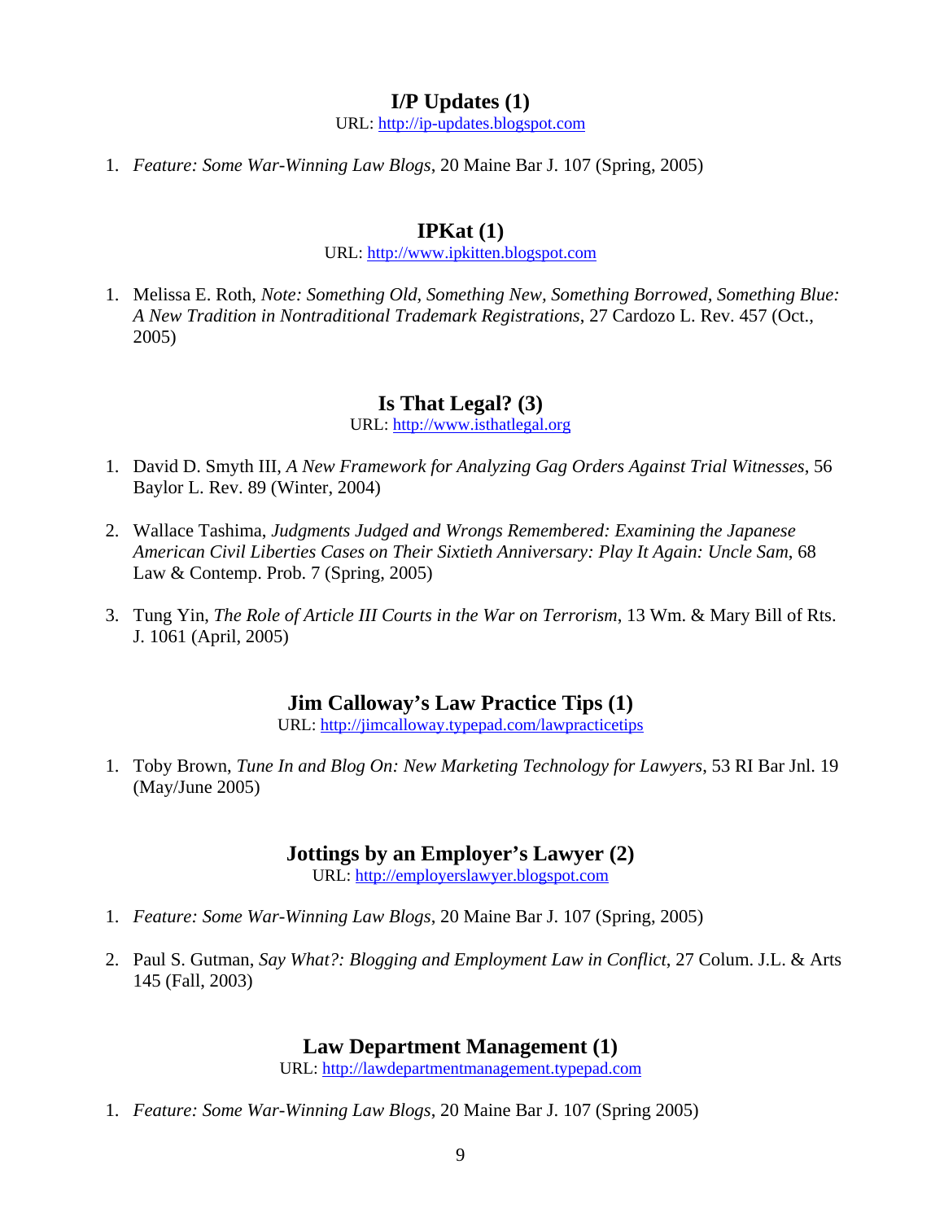## I/P Updates (1)

URL: http://ip-updates.blogspot.com

1. *Feature: Some War-Winning Law Blogs*, 20 Maine Bar J. 107 (Spring, 2005)

## IPKat (1)

URL: http://www.ipkitten.blogspot.com

1. Melissa E. Roth, *Note: Something Old, Something New, Something Borrowed, Something Blue: A New Tradition in Nontraditional Trademark Registrations*, 27 Cardozo L. Rev. 457 (Oct., 2005)

## Is That Legal? (3)

URL: http://www.isthatlegal.org

1. David D. Smyth III, *A New Framework for Analyzing Gag Orders Against Trial Witnesses*, 56 Baylor L. Rev. 89 (Winter, 2004)

2. Wallace Tashima, *Judgments Judged and Wrongs Remembered: Examining the Japanese American Civil Liberties Cases on Their Sixtieth Anniversary: Play It Again: Uncle Sam*, 68 Law & Contemp. Prob. 7 (Spring, 2005)

3. Tung Yin, *The Role of Article III Courts in the War on Terrorism*, 13 Wm. & Mary Bill of Rts. J. 1061 (April, 2005)

## Jim Calloway's Law Practice Tips (1)

URL: http://jimcalloway.typepad.com/lawpracticetips

1. Toby Brown, *Tune In and Blog On: New Marketing Technology for Lawyers*, 53 RI Bar Jnl. 19 (May/June 2005)

## Jottings by an Employer's Lawyer (2)

URL: http://employerslawyer.blogspot.com

1. *Feature: Some War-Winning Law Blogs*, 20 Maine Bar J. 107 (Spring, 2005)

2. Paul S. Gutman, *Say What?: Blogging and Employment Law in Conflict*, 27 Colum. J.L. & Arts 145 (Fall, 2003)

## Law Department Management (1)

URL: http://lawdepartmentmanagement.typepad.com

1. *Feature: Some War-Winning Law Blogs*, 20 Maine Bar J. 107 (Spring 2005)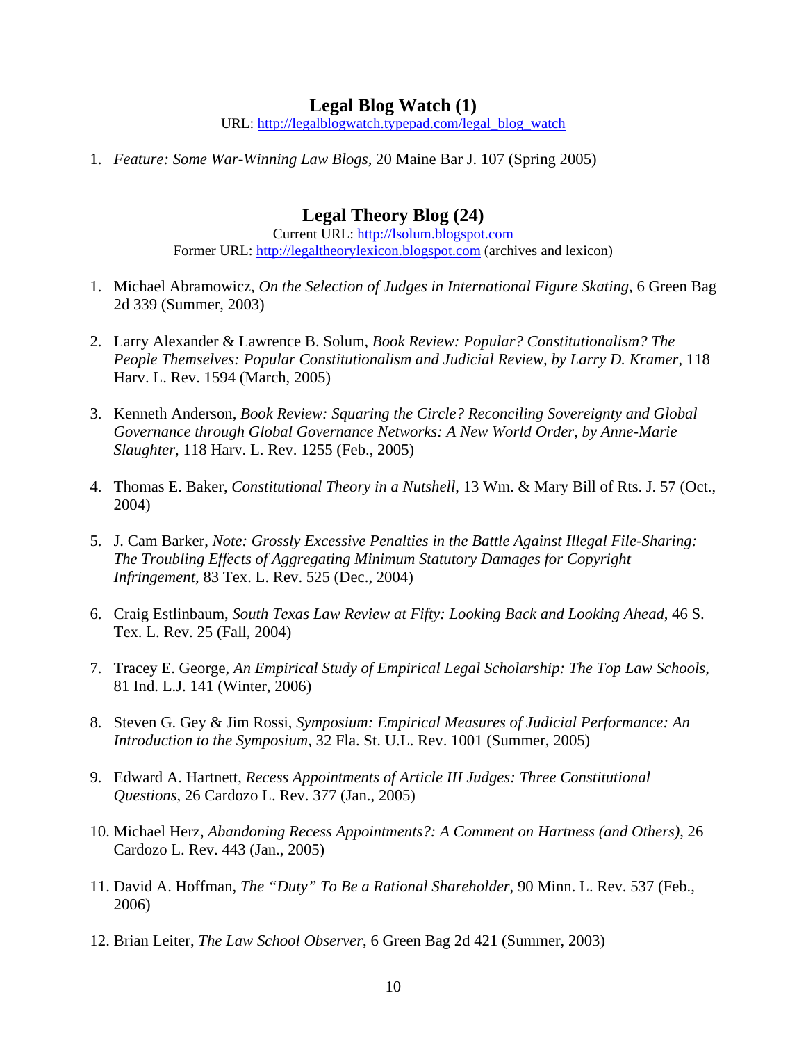## Legal Blog Watch (1)

URL: http://legalblogwatch.typepad.com/legal_blog_watch

1. *Feature: Some War-Winning Law Blogs*, 20 Maine Bar J. 107 (Spring 2005)

## Legal Theory Blog (24)

Current URL: http://lsolum.blogspot.com
Former URL: http://legaltheorylexicon.blogspot.com (archives and lexicon)

1. Michael Abramowicz, *On the Selection of Judges in International Figure Skating*, 6 Green Bag 2d 339 (Summer, 2003)

2. Larry Alexander & Lawrence B. Solum, *Book Review: Popular? Constitutionalism? The People Themselves: Popular Constitutionalism and Judicial Review, by Larry D. Kramer*, 118 Harv. L. Rev. 1594 (March, 2005)

3. Kenneth Anderson, *Book Review: Squaring the Circle? Reconciling Sovereignty and Global Governance through Global Governance Networks: A New World Order, by Anne-Marie Slaughter*, 118 Harv. L. Rev. 1255 (Feb., 2005)

4. Thomas E. Baker, *Constitutional Theory in a Nutshell*, 13 Wm. & Mary Bill of Rts. J. 57 (Oct., 2004)

5. J. Cam Barker, *Note: Grossly Excessive Penalties in the Battle Against Illegal File-Sharing: The Troubling Effects of Aggregating Minimum Statutory Damages for Copyright Infringement*, 83 Tex. L. Rev. 525 (Dec., 2004)

6. Craig Estlinbaum, *South Texas Law Review at Fifty: Looking Back and Looking Ahead*, 46 S. Tex. L. Rev. 25 (Fall, 2004)

7. Tracey E. George, *An Empirical Study of Empirical Legal Scholarship: The Top Law Schools*, 81 Ind. L.J. 141 (Winter, 2006)

8. Steven G. Gey & Jim Rossi, *Symposium: Empirical Measures of Judicial Performance: An Introduction to the Symposium*, 32 Fla. St. U.L. Rev. 1001 (Summer, 2005)

9. Edward A. Hartnett, *Recess Appointments of Article III Judges: Three Constitutional Questions*, 26 Cardozo L. Rev. 377 (Jan., 2005)

10. Michael Herz, *Abandoning Recess Appointments?: A Comment on Hartness (and Others)*, 26 Cardozo L. Rev. 443 (Jan., 2005)

11. David A. Hoffman, *The "Duty" To Be a Rational Shareholder*, 90 Minn. L. Rev. 537 (Feb., 2006)

12. Brian Leiter, *The Law School Observer*, 6 Green Bag 2d 421 (Summer, 2003)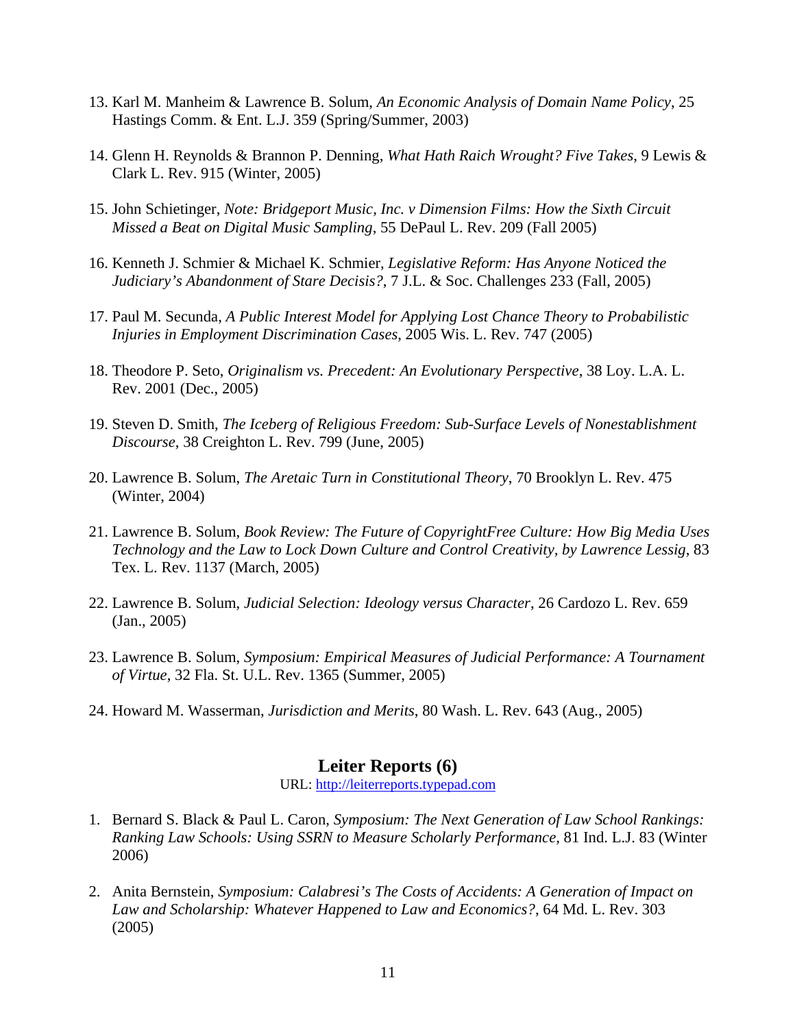13. Karl M. Manheim & Lawrence B. Solum, *An Economic Analysis of Domain Name Policy*, 25 Hastings Comm. & Ent. L.J. 359 (Spring/Summer, 2003)

14. Glenn H. Reynolds & Brannon P. Denning, *What Hath Raich Wrought? Five Takes*, 9 Lewis & Clark L. Rev. 915 (Winter, 2005)

15. John Schietinger, *Note: Bridgeport Music, Inc. v Dimension Films: How the Sixth Circuit Missed a Beat on Digital Music Sampling*, 55 DePaul L. Rev. 209 (Fall 2005)

16. Kenneth J. Schmier & Michael K. Schmier, *Legislative Reform: Has Anyone Noticed the Judiciary's Abandonment of Stare Decisis?*, 7 J.L. & Soc. Challenges 233 (Fall, 2005)

17. Paul M. Secunda, *A Public Interest Model for Applying Lost Chance Theory to Probabilistic Injuries in Employment Discrimination Cases*, 2005 Wis. L. Rev. 747 (2005)

18. Theodore P. Seto, *Originalism vs. Precedent: An Evolutionary Perspective*, 38 Loy. L.A. L. Rev. 2001 (Dec., 2005)

19. Steven D. Smith, *The Iceberg of Religious Freedom: Sub-Surface Levels of Nonestablishment Discourse*, 38 Creighton L. Rev. 799 (June, 2005)

20. Lawrence B. Solum, *The Aretaic Turn in Constitutional Theory*, 70 Brooklyn L. Rev. 475 (Winter, 2004)

21. Lawrence B. Solum, *Book Review: The Future of CopyrightFree Culture: How Big Media Uses Technology and the Law to Lock Down Culture and Control Creativity, by Lawrence Lessig*, 83 Tex. L. Rev. 1137 (March, 2005)

22. Lawrence B. Solum, *Judicial Selection: Ideology versus Character*, 26 Cardozo L. Rev. 659 (Jan., 2005)

23. Lawrence B. Solum, *Symposium: Empirical Measures of Judicial Performance: A Tournament of Virtue*, 32 Fla. St. U.L. Rev. 1365 (Summer, 2005)

24. Howard M. Wasserman, *Jurisdiction and Merits*, 80 Wash. L. Rev. 643 (Aug., 2005)

## Leiter Reports (6)

URL: http://leiterreports.typepad.com

1. Bernard S. Black & Paul L. Caron, *Symposium: The Next Generation of Law School Rankings: Ranking Law Schools: Using SSRN to Measure Scholarly Performance*, 81 Ind. L.J. 83 (Winter 2006)

2. Anita Bernstein, *Symposium: Calabresi's The Costs of Accidents: A Generation of Impact on Law and Scholarship: Whatever Happened to Law and Economics?*, 64 Md. L. Rev. 303 (2005)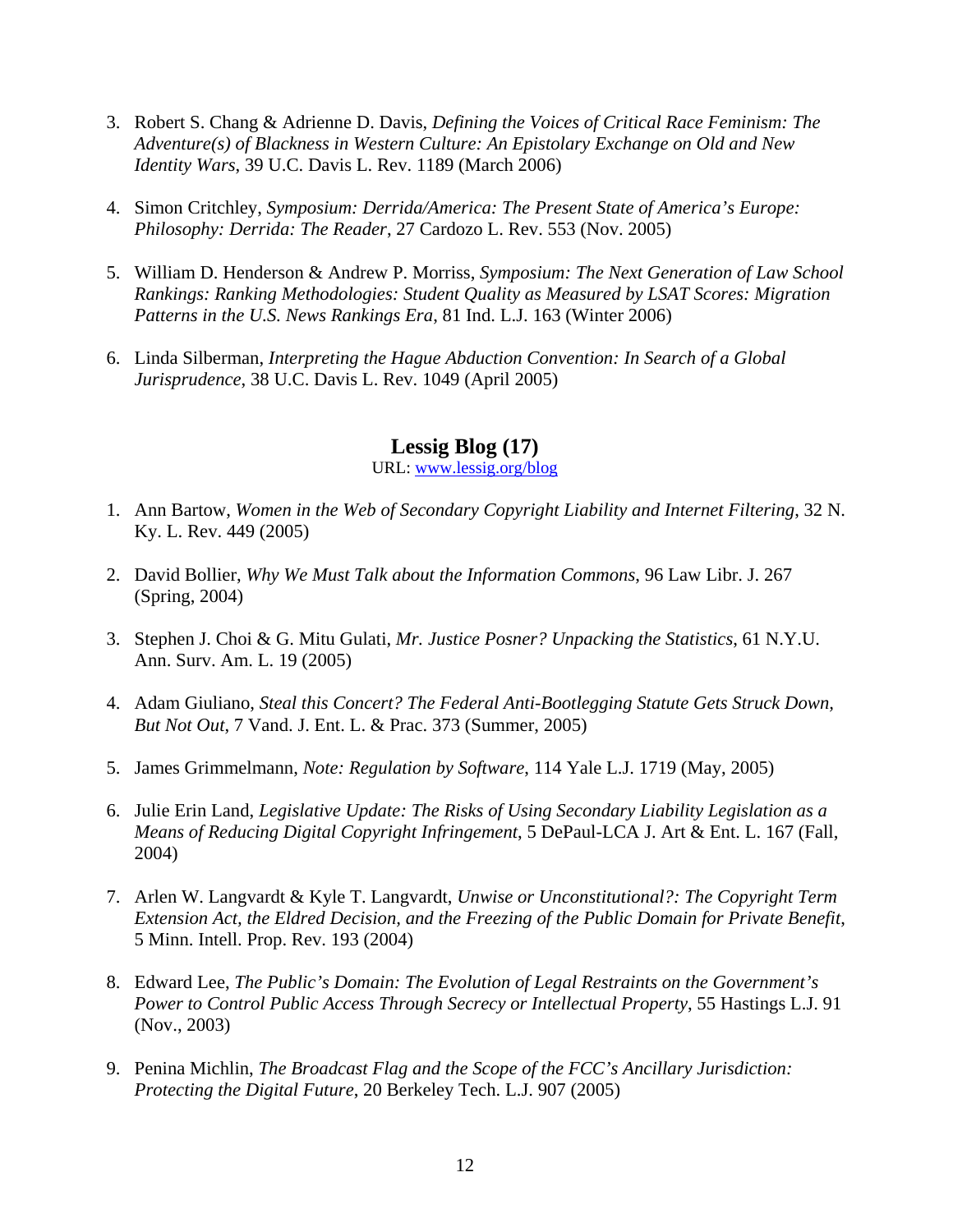3. Robert S. Chang & Adrienne D. Davis, *Defining the Voices of Critical Race Feminism: The Adventure(s) of Blackness in Western Culture: An Epistolary Exchange on Old and New Identity Wars*, 39 U.C. Davis L. Rev. 1189 (March 2006)

4. Simon Critchley, *Symposium: Derrida/America: The Present State of America's Europe: Philosophy: Derrida: The Reader*, 27 Cardozo L. Rev. 553 (Nov. 2005)

5. William D. Henderson & Andrew P. Morriss, *Symposium: The Next Generation of Law School Rankings: Ranking Methodologies: Student Quality as Measured by LSAT Scores: Migration Patterns in the U.S. News Rankings Era*, 81 Ind. L.J. 163 (Winter 2006)

6. Linda Silberman, *Interpreting the Hague Abduction Convention: In Search of a Global Jurisprudence*, 38 U.C. Davis L. Rev. 1049 (April 2005)

## Lessig Blog (17)

URL: [www.lessig.org/blog](www.lessig.org/blog)

1. Ann Bartow, *Women in the Web of Secondary Copyright Liability and Internet Filtering*, 32 N. Ky. L. Rev. 449 (2005)

2. David Bollier, *Why We Must Talk about the Information Commons*, 96 Law Libr. J. 267 (Spring, 2004)

3. Stephen J. Choi & G. Mitu Gulati, *Mr. Justice Posner? Unpacking the Statistics*, 61 N.Y.U. Ann. Surv. Am. L. 19 (2005)

4. Adam Giuliano, *Steal this Concert? The Federal Anti-Bootlegging Statute Gets Struck Down, But Not Out*, 7 Vand. J. Ent. L. & Prac. 373 (Summer, 2005)

5. James Grimmelmann, *Note: Regulation by Software*, 114 Yale L.J. 1719 (May, 2005)

6. Julie Erin Land, *Legislative Update: The Risks of Using Secondary Liability Legislation as a Means of Reducing Digital Copyright Infringement*, 5 DePaul-LCA J. Art & Ent. L. 167 (Fall, 2004)

7. Arlen W. Langvardt & Kyle T. Langvardt, *Unwise or Unconstitutional?: The Copyright Term Extension Act, the Eldred Decision, and the Freezing of the Public Domain for Private Benefit*, 5 Minn. Intell. Prop. Rev. 193 (2004)

8. Edward Lee, *The Public's Domain: The Evolution of Legal Restraints on the Government's Power to Control Public Access Through Secrecy or Intellectual Property*, 55 Hastings L.J. 91 (Nov., 2003)

9. Penina Michlin, *The Broadcast Flag and the Scope of the FCC's Ancillary Jurisdiction: Protecting the Digital Future*, 20 Berkeley Tech. L.J. 907 (2005)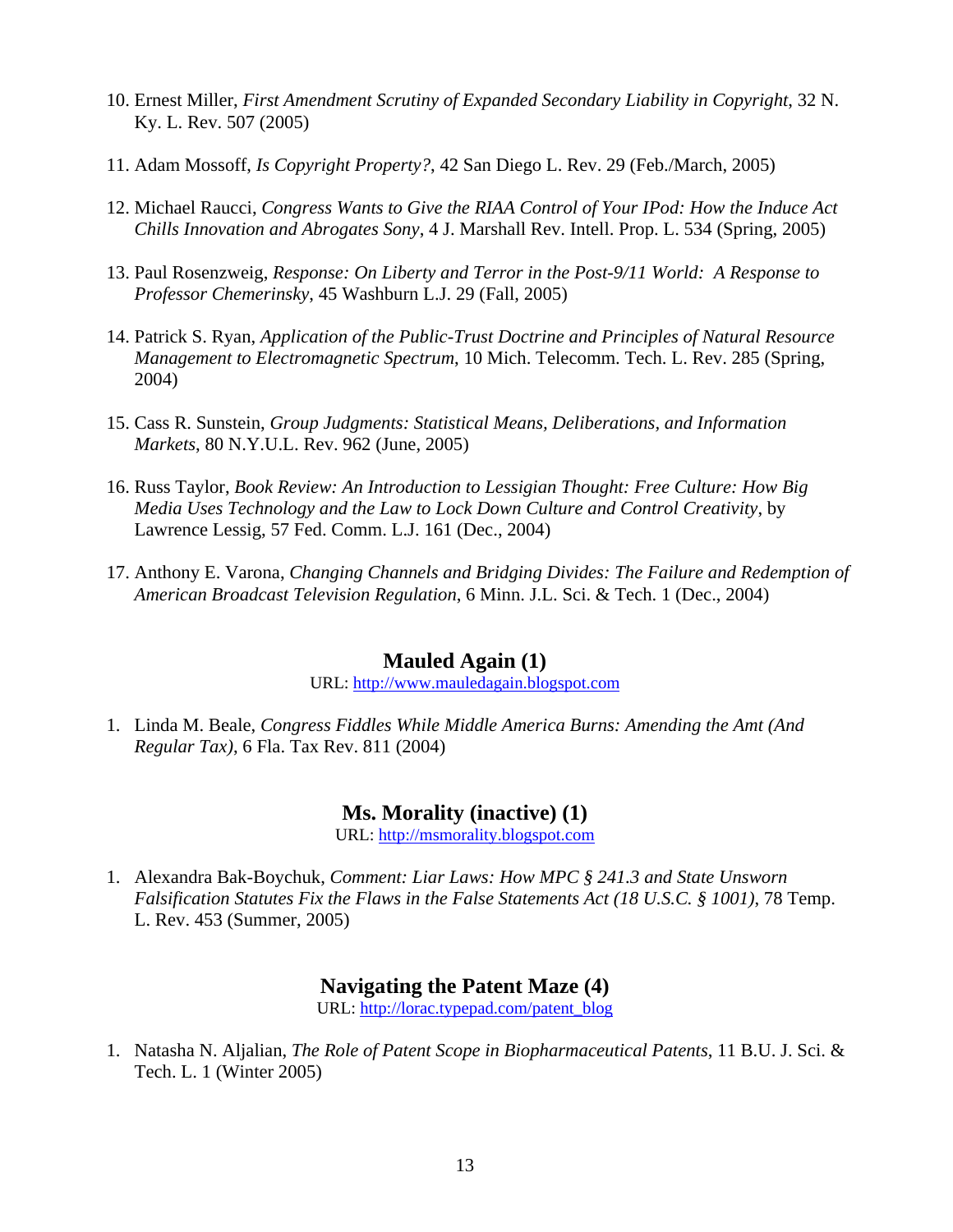10. Ernest Miller, *First Amendment Scrutiny of Expanded Secondary Liability in Copyright*, 32 N. Ky. L. Rev. 507 (2005)

11. Adam Mossoff, *Is Copyright Property?*, 42 San Diego L. Rev. 29 (Feb./March, 2005)

12. Michael Raucci, *Congress Wants to Give the RIAA Control of Your IPod: How the Induce Act Chills Innovation and Abrogates Sony*, 4 J. Marshall Rev. Intell. Prop. L. 534 (Spring, 2005)

13. Paul Rosenzweig, *Response: On Liberty and Terror in the Post-9/11 World: A Response to Professor Chemerinsky*, 45 Washburn L.J. 29 (Fall, 2005)

14. Patrick S. Ryan, *Application of the Public-Trust Doctrine and Principles of Natural Resource Management to Electromagnetic Spectrum*, 10 Mich. Telecomm. Tech. L. Rev. 285 (Spring, 2004)

15. Cass R. Sunstein, *Group Judgments: Statistical Means, Deliberations, and Information Markets*, 80 N.Y.U.L. Rev. 962 (June, 2005)

16. Russ Taylor, *Book Review: An Introduction to Lessigian Thought: Free Culture: How Big Media Uses Technology and the Law to Lock Down Culture and Control Creativity*, by Lawrence Lessig, 57 Fed. Comm. L.J. 161 (Dec., 2004)

17. Anthony E. Varona, *Changing Channels and Bridging Divides: The Failure and Redemption of American Broadcast Television Regulation*, 6 Minn. J.L. Sci. & Tech. 1 (Dec., 2004)

## Mauled Again (1)

URL: http://www.mauledagain.blogspot.com

1. Linda M. Beale, *Congress Fiddles While Middle America Burns: Amending the Amt (And Regular Tax)*, 6 Fla. Tax Rev. 811 (2004)

## Ms. Morality (inactive) (1)

URL: http://msmorality.blogspot.com

1. Alexandra Bak-Boychuk, *Comment: Liar Laws: How MPC § 241.3 and State Unsworn Falsification Statutes Fix the Flaws in the False Statements Act (18 U.S.C. § 1001)*, 78 Temp. L. Rev. 453 (Summer, 2005)

## Navigating the Patent Maze (4)

URL: http://lorac.typepad.com/patent_blog

1. Natasha N. Aljalian, *The Role of Patent Scope in Biopharmaceutical Patents*, 11 B.U. J. Sci. & Tech. L. 1 (Winter 2005)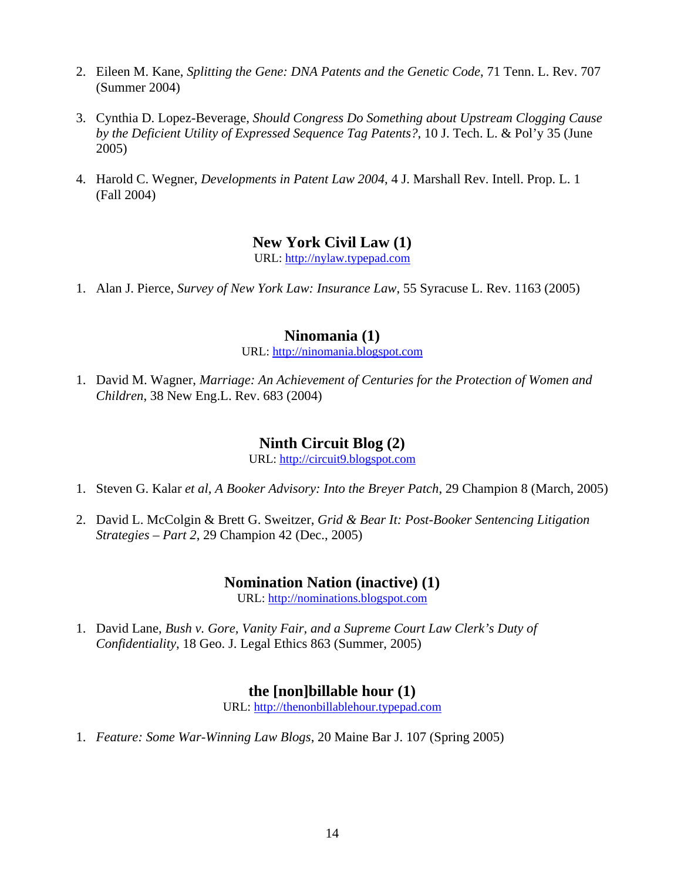2. Eileen M. Kane, *Splitting the Gene: DNA Patents and the Genetic Code*, 71 Tenn. L. Rev. 707 (Summer 2004)

3. Cynthia D. Lopez-Beverage, *Should Congress Do Something about Upstream Clogging Cause by the Deficient Utility of Expressed Sequence Tag Patents?*, 10 J. Tech. L. & Pol'y 35 (June 2005)

4. Harold C. Wegner, *Developments in Patent Law 2004*, 4 J. Marshall Rev. Intell. Prop. L. 1 (Fall 2004)

## New York Civil Law (1)

URL: http://nylaw.typepad.com

1. Alan J. Pierce, *Survey of New York Law: Insurance Law*, 55 Syracuse L. Rev. 1163 (2005)

## Ninomania (1)

URL: http://ninomania.blogspot.com

1. David M. Wagner, *Marriage: An Achievement of Centuries for the Protection of Women and Children*, 38 New Eng.L. Rev. 683 (2004)

## Ninth Circuit Blog (2)

URL: http://circuit9.blogspot.com

1. Steven G. Kalar *et al*, *A Booker Advisory: Into the Breyer Patch*, 29 Champion 8 (March, 2005)

2. David L. McColgin & Brett G. Sweitzer, *Grid & Bear It: Post-Booker Sentencing Litigation Strategies – Part 2*, 29 Champion 42 (Dec., 2005)

## Nomination Nation (inactive) (1)

URL: http://nominations.blogspot.com

1. David Lane, *Bush v. Gore, Vanity Fair, and a Supreme Court Law Clerk's Duty of Confidentiality*, 18 Geo. J. Legal Ethics 863 (Summer, 2005)

## the [non]billable hour (1)

URL: http://thenonbillablehour.typepad.com

1. *Feature: Some War-Winning Law Blogs*, 20 Maine Bar J. 107 (Spring 2005)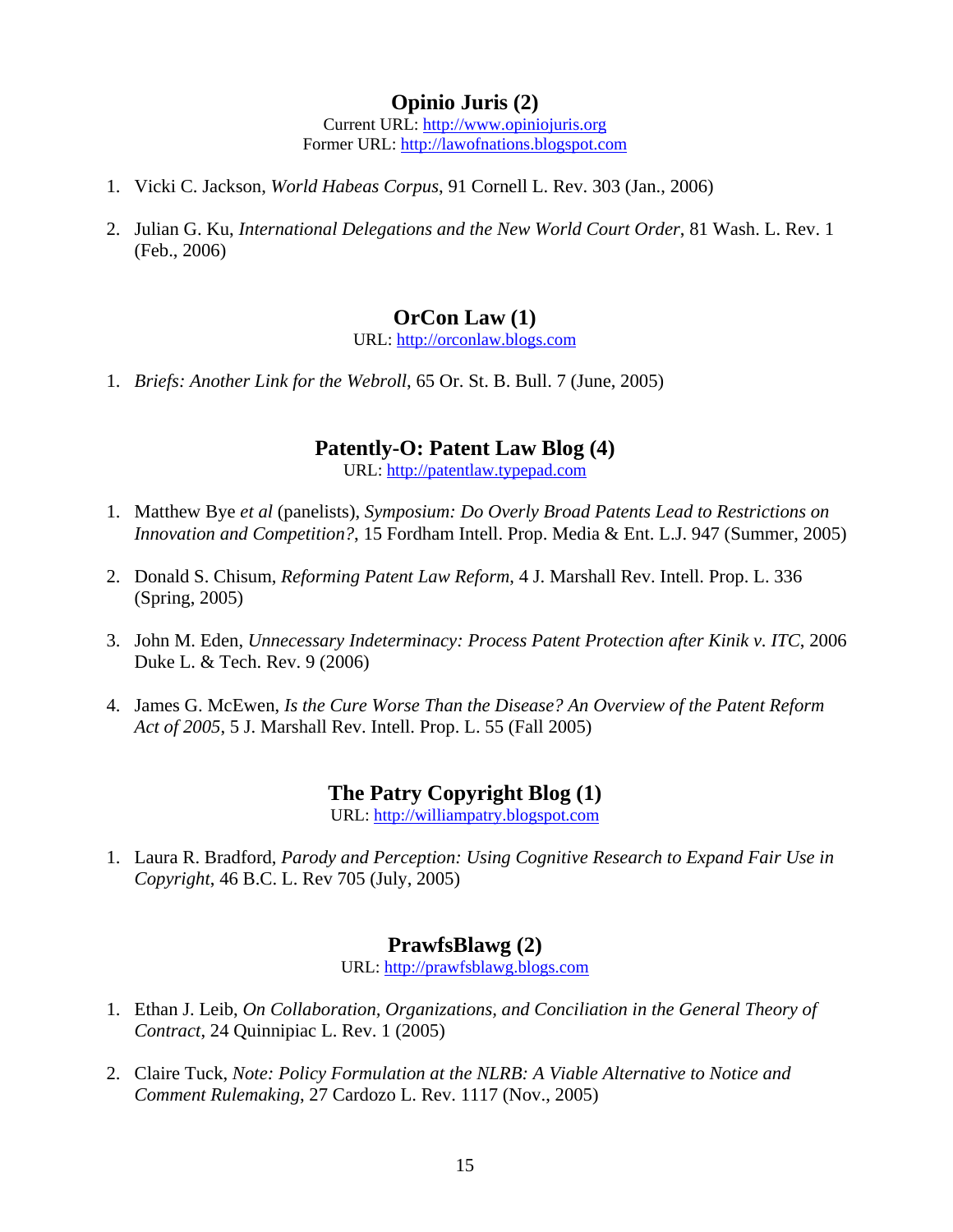## Opinio Juris (2)

Current URL: http://www.opiniojuris.org
Former URL: http://lawofnations.blogspot.com

1. Vicki C. Jackson, *World Habeas Corpus*, 91 Cornell L. Rev. 303 (Jan., 2006)
2. Julian G. Ku, *International Delegations and the New World Court Order*, 81 Wash. L. Rev. 1 (Feb., 2006)

## OrCon Law (1)

URL: http://orconlaw.blogs.com

1. *Briefs: Another Link for the Webroll*, 65 Or. St. B. Bull. 7 (June, 2005)

## Patently-O: Patent Law Blog (4)

URL: http://patentlaw.typepad.com

1. Matthew Bye *et al* (panelists), *Symposium: Do Overly Broad Patents Lead to Restrictions on Innovation and Competition?*, 15 Fordham Intell. Prop. Media & Ent. L.J. 947 (Summer, 2005)
2. Donald S. Chisum, *Reforming Patent Law Reform*, 4 J. Marshall Rev. Intell. Prop. L. 336 (Spring, 2005)
3. John M. Eden, *Unnecessary Indeterminacy: Process Patent Protection after Kinik v. ITC*, 2006 Duke L. & Tech. Rev. 9 (2006)
4. James G. McEwen, *Is the Cure Worse Than the Disease? An Overview of the Patent Reform Act of 2005*, 5 J. Marshall Rev. Intell. Prop. L. 55 (Fall 2005)

## The Patry Copyright Blog (1)

URL: http://williampatry.blogspot.com

1. Laura R. Bradford, *Parody and Perception: Using Cognitive Research to Expand Fair Use in Copyright*, 46 B.C. L. Rev 705 (July, 2005)

## PrawfsBlawg (2)

URL: http://prawfsblawg.blogs.com

1. Ethan J. Leib, *On Collaboration, Organizations, and Conciliation in the General Theory of Contract*, 24 Quinnipiac L. Rev. 1 (2005)
2. Claire Tuck, *Note: Policy Formulation at the NLRB: A Viable Alternative to Notice and Comment Rulemaking*, 27 Cardozo L. Rev. 1117 (Nov., 2005)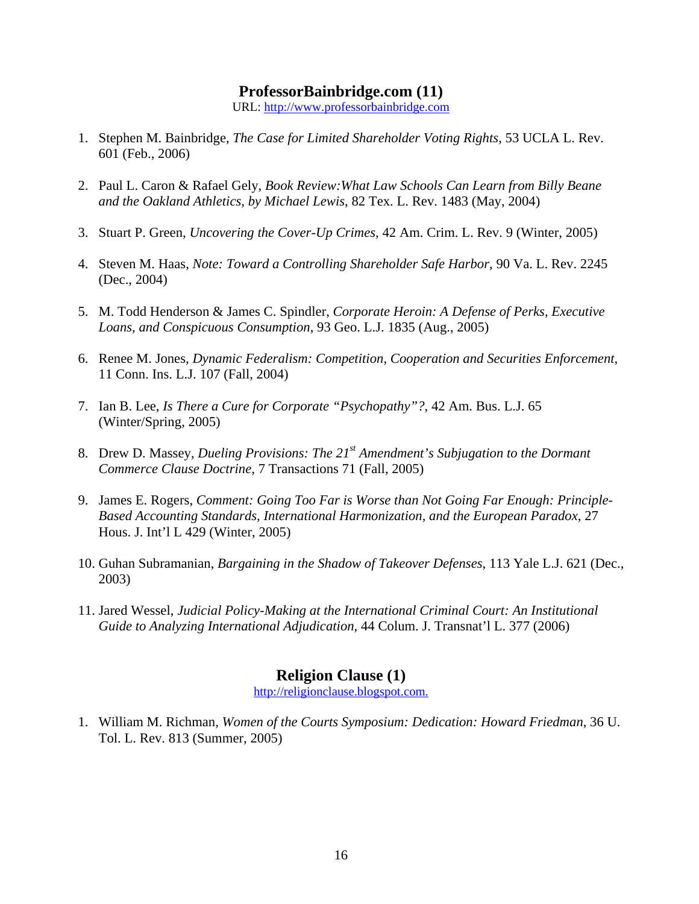## ProfessorBainbridge.com (11)

URL: http://www.professorbainbridge.com

1. Stephen M. Bainbridge, *The Case for Limited Shareholder Voting Rights*, 53 UCLA L. Rev. 601 (Feb., 2006)

2. Paul L. Caron & Rafael Gely, *Book Review:What Law Schools Can Learn from Billy Beane and the Oakland Athletics, by Michael Lewis*, 82 Tex. L. Rev. 1483 (May, 2004)

3. Stuart P. Green, *Uncovering the Cover-Up Crimes*, 42 Am. Crim. L. Rev. 9 (Winter, 2005)

4. Steven M. Haas, *Note: Toward a Controlling Shareholder Safe Harbor*, 90 Va. L. Rev. 2245 (Dec., 2004)

5. M. Todd Henderson & James C. Spindler, *Corporate Heroin: A Defense of Perks, Executive Loans, and Conspicuous Consumption*, 93 Geo. L.J. 1835 (Aug., 2005)

6. Renee M. Jones, *Dynamic Federalism: Competition, Cooperation and Securities Enforcement*, 11 Conn. Ins. L.J. 107 (Fall, 2004)

7. Ian B. Lee, *Is There a Cure for Corporate "Psychopathy"?*, 42 Am. Bus. L.J. 65 (Winter/Spring, 2005)

8. Drew D. Massey, *Dueling Provisions: The 21st Amendment's Subjugation to the Dormant Commerce Clause Doctrine*, 7 Transactions 71 (Fall, 2005)

9. James E. Rogers, *Comment: Going Too Far is Worse than Not Going Far Enough: Principle-Based Accounting Standards, International Harmonization, and the European Paradox*, 27 Hous. J. Int'l L 429 (Winter, 2005)

10. Guhan Subramanian, *Bargaining in the Shadow of Takeover Defenses*, 113 Yale L.J. 621 (Dec., 2003)

11. Jared Wessel, *Judicial Policy-Making at the International Criminal Court: An Institutional Guide to Analyzing International Adjudication*, 44 Colum. J. Transnat'l L. 377 (2006)

## Religion Clause (1)

http://religionclause.blogspot.com.

1. William M. Richman, *Women of the Courts Symposium: Dedication: Howard Friedman*, 36 U. Tol. L. Rev. 813 (Summer, 2005)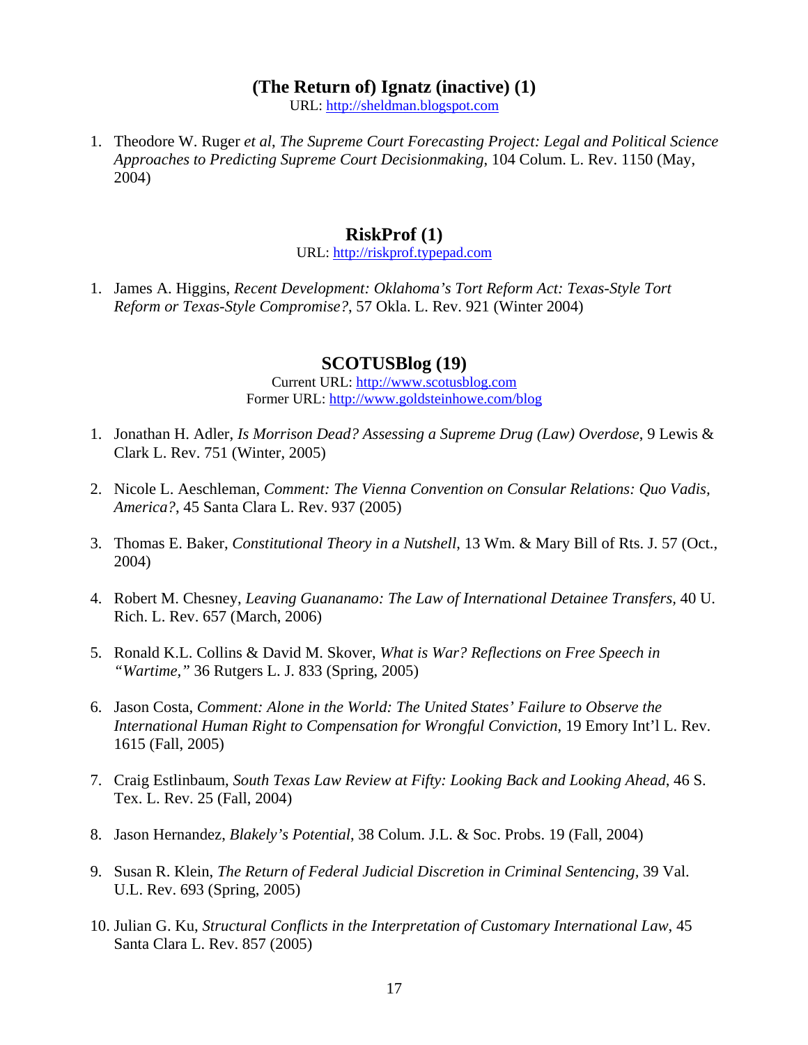## (The Return of) Ignatz (inactive) (1)

URL: http://sheldman.blogspot.com

1. Theodore W. Ruger *et al*, *The Supreme Court Forecasting Project: Legal and Political Science Approaches to Predicting Supreme Court Decisionmaking*, 104 Colum. L. Rev. 1150 (May, 2004)

## RiskProf (1)

URL: http://riskprof.typepad.com

1. James A. Higgins, *Recent Development: Oklahoma's Tort Reform Act: Texas-Style Tort Reform or Texas-Style Compromise?*, 57 Okla. L. Rev. 921 (Winter 2004)

## SCOTUSBlog (19)

Current URL: http://www.scotusblog.com
Former URL: http://www.goldsteinhowe.com/blog

1. Jonathan H. Adler, *Is Morrison Dead? Assessing a Supreme Drug (Law) Overdose*, 9 Lewis & Clark L. Rev. 751 (Winter, 2005)

2. Nicole L. Aeschleman, *Comment: The Vienna Convention on Consular Relations: Quo Vadis, America?*, 45 Santa Clara L. Rev. 937 (2005)

3. Thomas E. Baker, *Constitutional Theory in a Nutshell*, 13 Wm. & Mary Bill of Rts. J. 57 (Oct., 2004)

4. Robert M. Chesney, *Leaving Guananamo: The Law of International Detainee Transfers*, 40 U. Rich. L. Rev. 657 (March, 2006)

5. Ronald K.L. Collins & David M. Skover, *What is War? Reflections on Free Speech in "Wartime,"* 36 Rutgers L. J. 833 (Spring, 2005)

6. Jason Costa, *Comment: Alone in the World: The United States' Failure to Observe the International Human Right to Compensation for Wrongful Conviction*, 19 Emory Int'l L. Rev. 1615 (Fall, 2005)

7. Craig Estlinbaum, *South Texas Law Review at Fifty: Looking Back and Looking Ahead*, 46 S. Tex. L. Rev. 25 (Fall, 2004)

8. Jason Hernandez, *Blakely's Potential*, 38 Colum. J.L. & Soc. Probs. 19 (Fall, 2004)

9. Susan R. Klein, *The Return of Federal Judicial Discretion in Criminal Sentencing*, 39 Val. U.L. Rev. 693 (Spring, 2005)

10. Julian G. Ku, *Structural Conflicts in the Interpretation of Customary International Law*, 45 Santa Clara L. Rev. 857 (2005)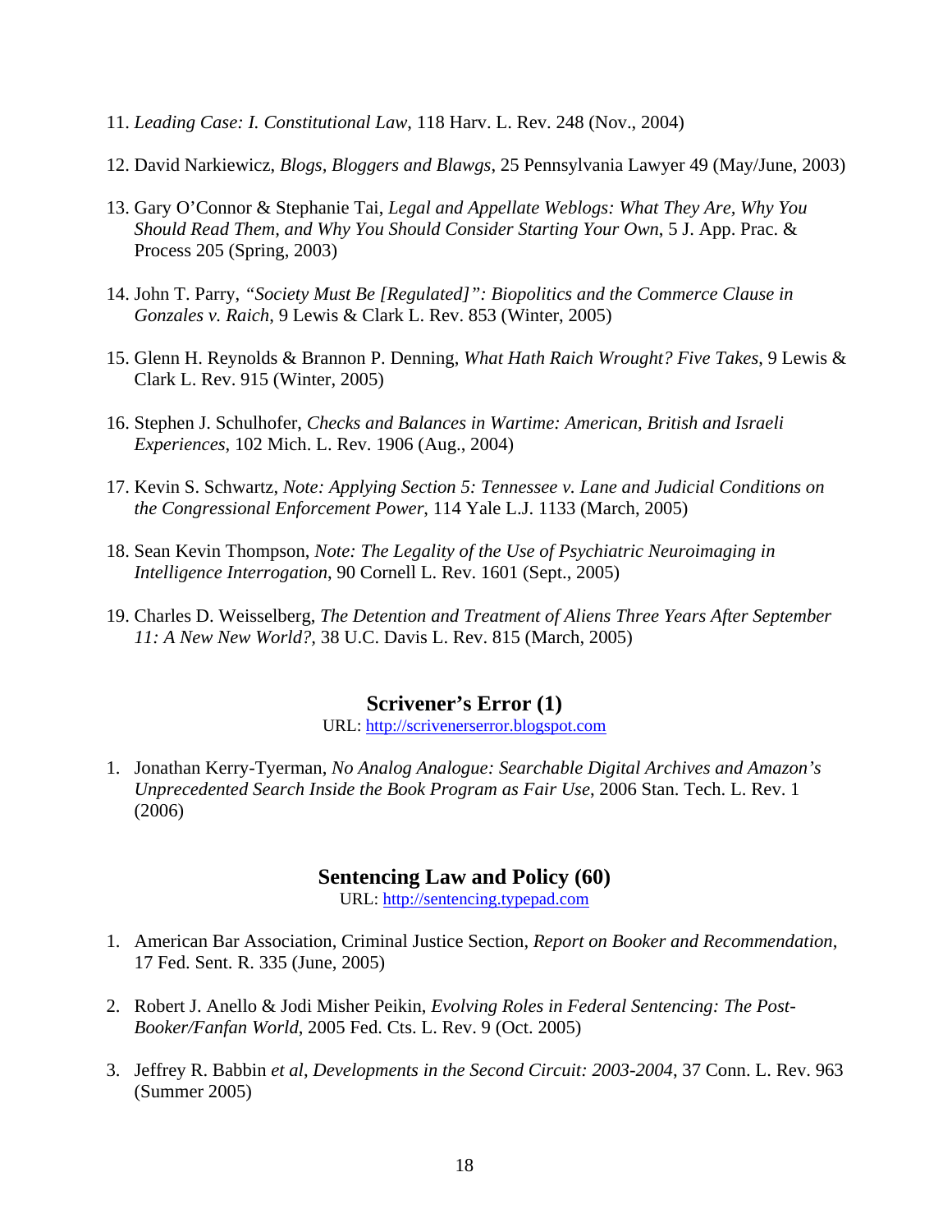11. *Leading Case: I. Constitutional Law*, 118 Harv. L. Rev. 248 (Nov., 2004)

12. David Narkiewicz, *Blogs, Bloggers and Blawgs*, 25 Pennsylvania Lawyer 49 (May/June, 2003)

13. Gary O'Connor & Stephanie Tai, *Legal and Appellate Weblogs: What They Are, Why You Should Read Them, and Why You Should Consider Starting Your Own*, 5 J. App. Prac. & Process 205 (Spring, 2003)

14. John T. Parry, *"Society Must Be [Regulated]": Biopolitics and the Commerce Clause in Gonzales v. Raich*, 9 Lewis & Clark L. Rev. 853 (Winter, 2005)

15. Glenn H. Reynolds & Brannon P. Denning, *What Hath Raich Wrought? Five Takes*, 9 Lewis & Clark L. Rev. 915 (Winter, 2005)

16. Stephen J. Schulhofer, *Checks and Balances in Wartime: American, British and Israeli Experiences*, 102 Mich. L. Rev. 1906 (Aug., 2004)

17. Kevin S. Schwartz, *Note: Applying Section 5: Tennessee v. Lane and Judicial Conditions on the Congressional Enforcement Power*, 114 Yale L.J. 1133 (March, 2005)

18. Sean Kevin Thompson, *Note: The Legality of the Use of Psychiatric Neuroimaging in Intelligence Interrogation*, 90 Cornell L. Rev. 1601 (Sept., 2005)

19. Charles D. Weisselberg, *The Detention and Treatment of Aliens Three Years After September 11: A New New World?*, 38 U.C. Davis L. Rev. 815 (March, 2005)

## Scrivener's Error (1)

URL: http://scrivenerserror.blogspot.com

1. Jonathan Kerry-Tyerman, *No Analog Analogue: Searchable Digital Archives and Amazon's Unprecedented Search Inside the Book Program as Fair Use*, 2006 Stan. Tech. L. Rev. 1 (2006)

## Sentencing Law and Policy (60)

URL: http://sentencing.typepad.com

1. American Bar Association, Criminal Justice Section, *Report on Booker and Recommendation*, 17 Fed. Sent. R. 335 (June, 2005)

2. Robert J. Anello & Jodi Misher Peikin, *Evolving Roles in Federal Sentencing: The Post-Booker/Fanfan World*, 2005 Fed. Cts. L. Rev. 9 (Oct. 2005)

3. Jeffrey R. Babbin *et al*, *Developments in the Second Circuit: 2003-2004*, 37 Conn. L. Rev. 963 (Summer 2005)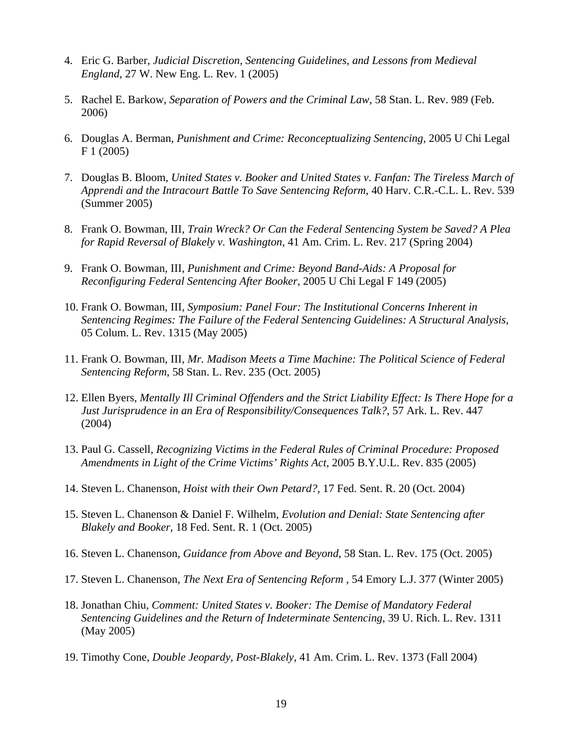4. Eric G. Barber, *Judicial Discretion, Sentencing Guidelines, and Lessons from Medieval England*, 27 W. New Eng. L. Rev. 1 (2005)

5. Rachel E. Barkow, *Separation of Powers and the Criminal Law*, 58 Stan. L. Rev. 989 (Feb. 2006)

6. Douglas A. Berman, *Punishment and Crime: Reconceptualizing Sentencing*, 2005 U Chi Legal F 1 (2005)

7. Douglas B. Bloom, *United States v. Booker and United States v. Fanfan: The Tireless March of Apprendi and the Intracourt Battle To Save Sentencing Reform*, 40 Harv. C.R.-C.L. L. Rev. 539 (Summer 2005)

8. Frank O. Bowman, III, *Train Wreck? Or Can the Federal Sentencing System be Saved? A Plea for Rapid Reversal of Blakely v. Washington*, 41 Am. Crim. L. Rev. 217 (Spring 2004)

9. Frank O. Bowman, III, *Punishment and Crime: Beyond Band-Aids: A Proposal for Reconfiguring Federal Sentencing After Booker*, 2005 U Chi Legal F 149 (2005)

10. Frank O. Bowman, III, *Symposium: Panel Four: The Institutional Concerns Inherent in Sentencing Regimes: The Failure of the Federal Sentencing Guidelines: A Structural Analysis*, 05 Colum. L. Rev. 1315 (May 2005)

11. Frank O. Bowman, III, *Mr. Madison Meets a Time Machine: The Political Science of Federal Sentencing Reform*, 58 Stan. L. Rev. 235 (Oct. 2005)

12. Ellen Byers, *Mentally Ill Criminal Offenders and the Strict Liability Effect: Is There Hope for a Just Jurisprudence in an Era of Responsibility/Consequences Talk?*, 57 Ark. L. Rev. 447 (2004)

13. Paul G. Cassell, *Recognizing Victims in the Federal Rules of Criminal Procedure: Proposed Amendments in Light of the Crime Victims' Rights Act*, 2005 B.Y.U.L. Rev. 835 (2005)

14. Steven L. Chanenson, *Hoist with their Own Petard?*, 17 Fed. Sent. R. 20 (Oct. 2004)

15. Steven L. Chanenson & Daniel F. Wilhelm, *Evolution and Denial: State Sentencing after Blakely and Booker*, 18 Fed. Sent. R. 1 (Oct. 2005)

16. Steven L. Chanenson, *Guidance from Above and Beyond*, 58 Stan. L. Rev. 175 (Oct. 2005)

17. Steven L. Chanenson, *The Next Era of Sentencing Reform* , 54 Emory L.J. 377 (Winter 2005)

18. Jonathan Chiu, *Comment: United States v. Booker: The Demise of Mandatory Federal Sentencing Guidelines and the Return of Indeterminate Sentencing*, 39 U. Rich. L. Rev. 1311 (May 2005)

19. Timothy Cone, *Double Jeopardy, Post-Blakely*, 41 Am. Crim. L. Rev. 1373 (Fall 2004)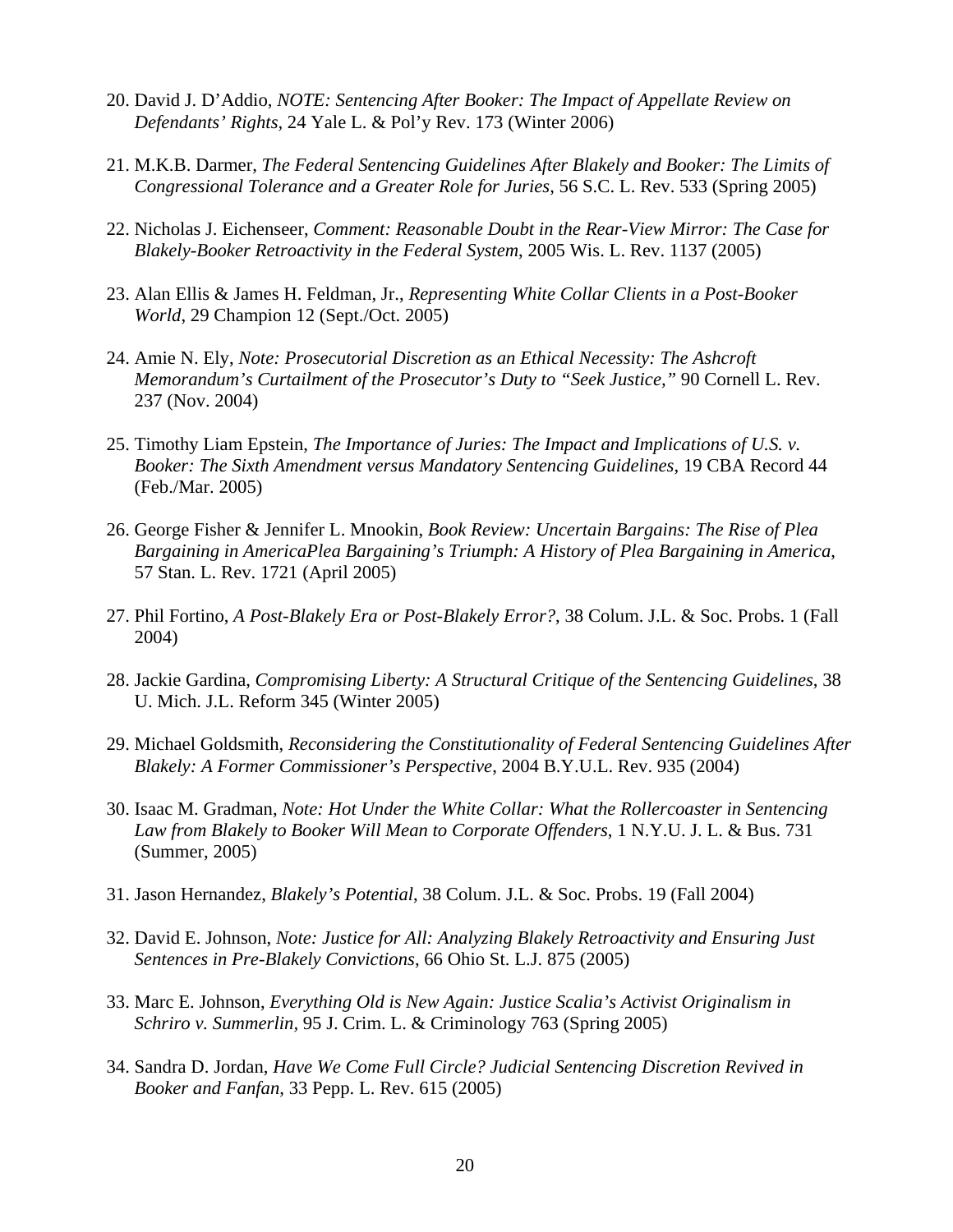20. David J. D’Addio, *NOTE: Sentencing After Booker: The Impact of Appellate Review on Defendants’ Rights*, 24 Yale L. & Pol’y Rev. 173 (Winter 2006)

21. M.K.B. Darmer, *The Federal Sentencing Guidelines After Blakely and Booker: The Limits of Congressional Tolerance and a Greater Role for Juries*, 56 S.C. L. Rev. 533 (Spring 2005)

22. Nicholas J. Eichenseer, *Comment: Reasonable Doubt in the Rear-View Mirror: The Case for Blakely-Booker Retroactivity in the Federal System*, 2005 Wis. L. Rev. 1137 (2005)

23. Alan Ellis & James H. Feldman, Jr., *Representing White Collar Clients in a Post-Booker World*, 29 Champion 12 (Sept./Oct. 2005)

24. Amie N. Ely, *Note: Prosecutorial Discretion as an Ethical Necessity: The Ashcroft Memorandum’s Curtailment of the Prosecutor’s Duty to “Seek Justice,”* 90 Cornell L. Rev. 237 (Nov. 2004)

25. Timothy Liam Epstein, *The Importance of Juries: The Impact and Implications of U.S. v. Booker: The Sixth Amendment versus Mandatory Sentencing Guidelines*, 19 CBA Record 44 (Feb./Mar. 2005)

26. George Fisher & Jennifer L. Mnookin, *Book Review: Uncertain Bargains: The Rise of Plea Bargaining in AmericaPlea Bargaining’s Triumph: A History of Plea Bargaining in America*, 57 Stan. L. Rev. 1721 (April 2005)

27. Phil Fortino, *A Post-Blakely Era or Post-Blakely Error?*, 38 Colum. J.L. & Soc. Probs. 1 (Fall 2004)

28. Jackie Gardina, *Compromising Liberty: A Structural Critique of the Sentencing Guidelines*, 38 U. Mich. J.L. Reform 345 (Winter 2005)

29. Michael Goldsmith, *Reconsidering the Constitutionality of Federal Sentencing Guidelines After Blakely: A Former Commissioner’s Perspective*, 2004 B.Y.U.L. Rev. 935 (2004)

30. Isaac M. Gradman, *Note: Hot Under the White Collar: What the Rollercoaster in Sentencing Law from Blakely to Booker Will Mean to Corporate Offenders*, 1 N.Y.U. J. L. & Bus. 731 (Summer, 2005)

31. Jason Hernandez, *Blakely’s Potential*, 38 Colum. J.L. & Soc. Probs. 19 (Fall 2004)

32. David E. Johnson, *Note: Justice for All: Analyzing Blakely Retroactivity and Ensuring Just Sentences in Pre-Blakely Convictions*, 66 Ohio St. L.J. 875 (2005)

33. Marc E. Johnson, *Everything Old is New Again: Justice Scalia’s Activist Originalism in Schriro v. Summerlin*, 95 J. Crim. L. & Criminology 763 (Spring 2005)

34. Sandra D. Jordan, *Have We Come Full Circle? Judicial Sentencing Discretion Revived in Booker and Fanfan*, 33 Pepp. L. Rev. 615 (2005)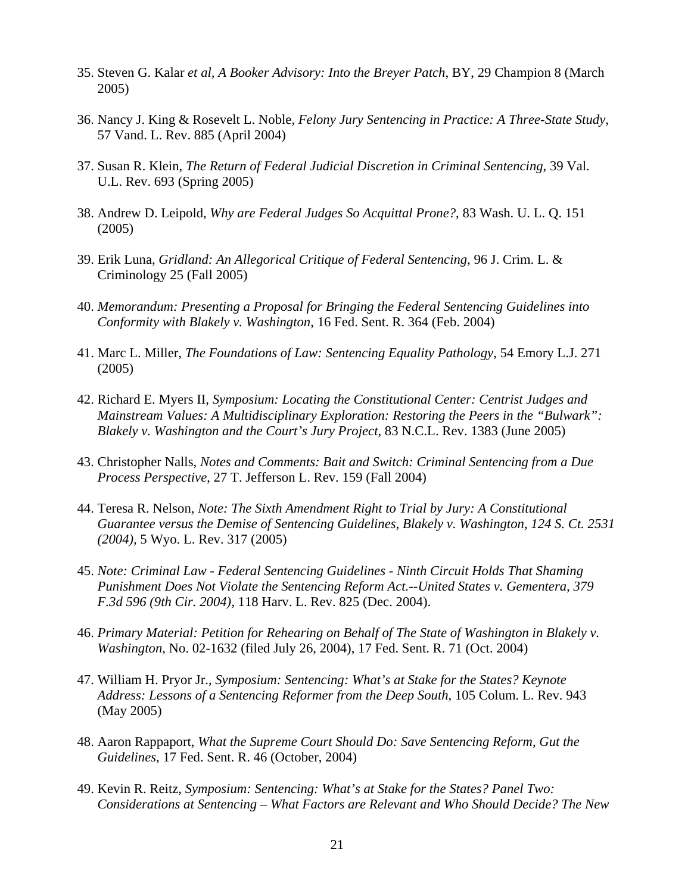35. Steven G. Kalar *et al, A Booker Advisory: Into the Breyer Patch*, BY, 29 Champion 8 (March 2005)

36. Nancy J. King & Rosevelt L. Noble, *Felony Jury Sentencing in Practice: A Three-State Study*, 57 Vand. L. Rev. 885 (April 2004)

37. Susan R. Klein, *The Return of Federal Judicial Discretion in Criminal Sentencing*, 39 Val. U.L. Rev. 693 (Spring 2005)

38. Andrew D. Leipold, *Why are Federal Judges So Acquittal Prone?*, 83 Wash. U. L. Q. 151 (2005)

39. Erik Luna, *Gridland: An Allegorical Critique of Federal Sentencing*, 96 J. Crim. L. & Criminology 25 (Fall 2005)

40. *Memorandum: Presenting a Proposal for Bringing the Federal Sentencing Guidelines into Conformity with Blakely v. Washington*, 16 Fed. Sent. R. 364 (Feb. 2004)

41. Marc L. Miller, *The Foundations of Law: Sentencing Equality Pathology*, 54 Emory L.J. 271 (2005)

42. Richard E. Myers II, *Symposium: Locating the Constitutional Center: Centrist Judges and Mainstream Values: A Multidisciplinary Exploration: Restoring the Peers in the "Bulwark": Blakely v. Washington and the Court's Jury Project*, 83 N.C.L. Rev. 1383 (June 2005)

43. Christopher Nalls, *Notes and Comments: Bait and Switch: Criminal Sentencing from a Due Process Perspective*, 27 T. Jefferson L. Rev. 159 (Fall 2004)

44. Teresa R. Nelson, *Note: The Sixth Amendment Right to Trial by Jury: A Constitutional Guarantee versus the Demise of Sentencing Guidelines, Blakely v. Washington, 124 S. Ct. 2531 (2004)*, 5 Wyo. L. Rev. 317 (2005)

45. *Note: Criminal Law - Federal Sentencing Guidelines - Ninth Circuit Holds That Shaming Punishment Does Not Violate the Sentencing Reform Act.--United States v. Gementera, 379 F.3d 596 (9th Cir. 2004)*, 118 Harv. L. Rev. 825 (Dec. 2004).

46. *Primary Material: Petition for Rehearing on Behalf of The State of Washington in Blakely v. Washington*, No. 02-1632 (filed July 26, 2004), 17 Fed. Sent. R. 71 (Oct. 2004)

47. William H. Pryor Jr., *Symposium: Sentencing: What's at Stake for the States? Keynote Address: Lessons of a Sentencing Reformer from the Deep South*, 105 Colum. L. Rev. 943 (May 2005)

48. Aaron Rappaport, *What the Supreme Court Should Do: Save Sentencing Reform, Gut the Guidelines*, 17 Fed. Sent. R. 46 (October, 2004)

49. Kevin R. Reitz, *Symposium: Sentencing: What's at Stake for the States? Panel Two: Considerations at Sentencing – What Factors are Relevant and Who Should Decide? The New*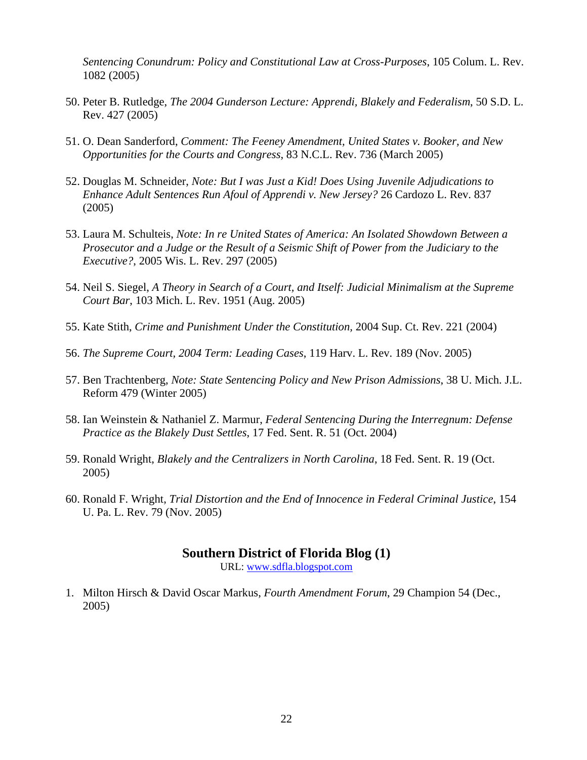*Sentencing Conundrum: Policy and Constitutional Law at Cross-Purposes*, 105 Colum. L. Rev. 1082 (2005)

50. Peter B. Rutledge, *The 2004 Gunderson Lecture: Apprendi, Blakely and Federalism*, 50 S.D. L. Rev. 427 (2005)

51. O. Dean Sanderford, *Comment: The Feeney Amendment, United States v. Booker, and New Opportunities for the Courts and Congress*, 83 N.C.L. Rev. 736 (March 2005)

52. Douglas M. Schneider, *Note: But I was Just a Kid! Does Using Juvenile Adjudications to Enhance Adult Sentences Run Afoul of Apprendi v. New Jersey?* 26 Cardozo L. Rev. 837 (2005)

53. Laura M. Schulteis, *Note: In re United States of America: An Isolated Showdown Between a Prosecutor and a Judge or the Result of a Seismic Shift of Power from the Judiciary to the Executive?*, 2005 Wis. L. Rev. 297 (2005)

54. Neil S. Siegel, *A Theory in Search of a Court, and Itself: Judicial Minimalism at the Supreme Court Bar*, 103 Mich. L. Rev. 1951 (Aug. 2005)

55. Kate Stith, *Crime and Punishment Under the Constitution*, 2004 Sup. Ct. Rev. 221 (2004)

56. *The Supreme Court, 2004 Term: Leading Cases*, 119 Harv. L. Rev. 189 (Nov. 2005)

57. Ben Trachtenberg, *Note: State Sentencing Policy and New Prison Admissions*, 38 U. Mich. J.L. Reform 479 (Winter 2005)

58. Ian Weinstein & Nathaniel Z. Marmur, *Federal Sentencing During the Interregnum: Defense Practice as the Blakely Dust Settles*, 17 Fed. Sent. R. 51 (Oct. 2004)

59. Ronald Wright, *Blakely and the Centralizers in North Carolina*, 18 Fed. Sent. R. 19 (Oct. 2005)

60. Ronald F. Wright, *Trial Distortion and the End of Innocence in Federal Criminal Justice*, 154 U. Pa. L. Rev. 79 (Nov. 2005)

## Southern District of Florida Blog (1)

URL: www.sdfla.blogspot.com

1. Milton Hirsch & David Oscar Markus, *Fourth Amendment Forum*, 29 Champion 54 (Dec., 2005)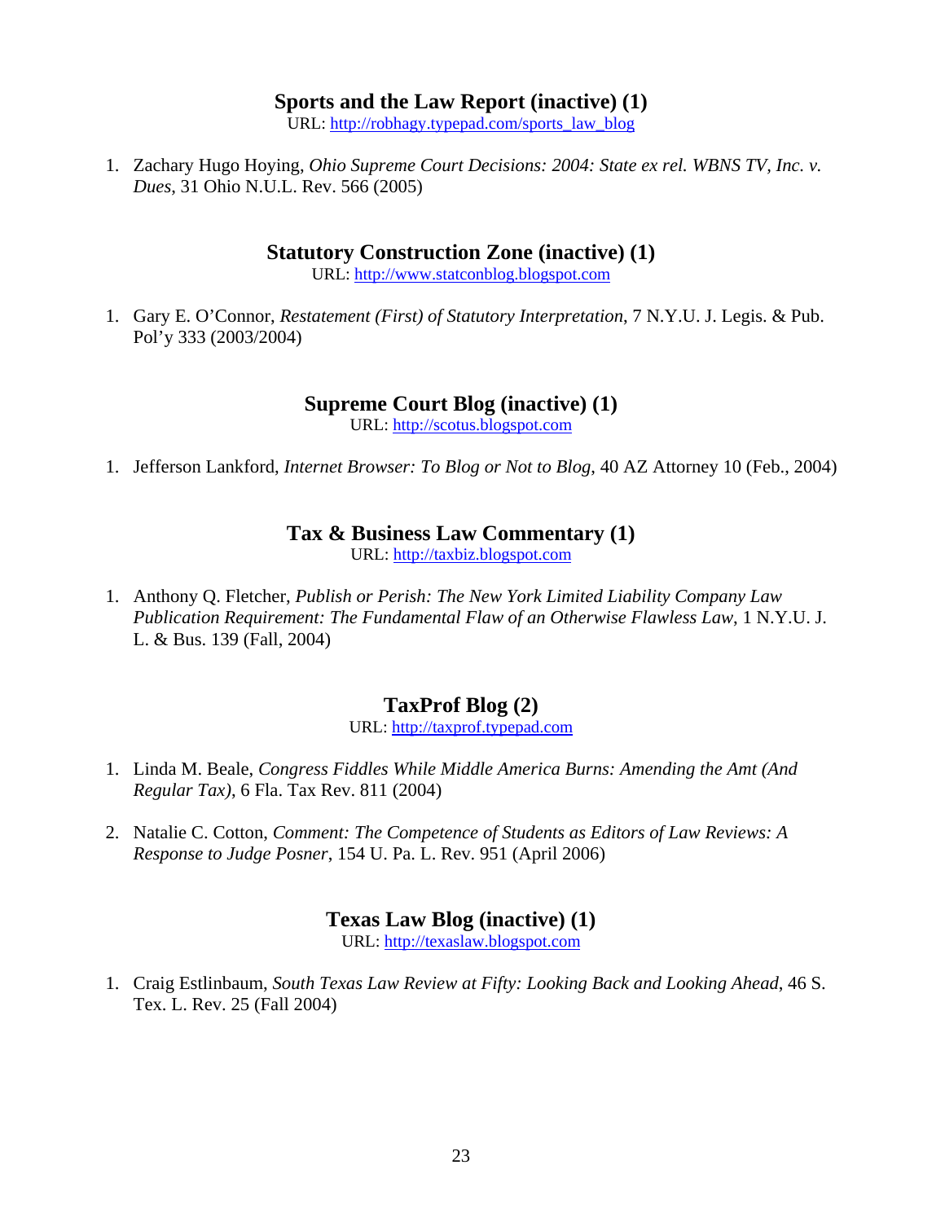## Sports and the Law Report (inactive) (1)

URL: http://robhagy.typepad.com/sports_law_blog

1. Zachary Hugo Hoying, *Ohio Supreme Court Decisions: 2004: State ex rel. WBNS TV, Inc. v. Dues*, 31 Ohio N.U.L. Rev. 566 (2005)

## Statutory Construction Zone (inactive) (1)

URL: http://www.statconblog.blogspot.com

1. Gary E. O'Connor, *Restatement (First) of Statutory Interpretation*, 7 N.Y.U. J. Legis. & Pub. Pol'y 333 (2003/2004)

## Supreme Court Blog (inactive) (1)

URL: http://scotus.blogspot.com

1. Jefferson Lankford, *Internet Browser: To Blog or Not to Blog*, 40 AZ Attorney 10 (Feb., 2004)

## Tax & Business Law Commentary (1)

URL: http://taxbiz.blogspot.com

1. Anthony Q. Fletcher, *Publish or Perish: The New York Limited Liability Company Law Publication Requirement: The Fundamental Flaw of an Otherwise Flawless Law*, 1 N.Y.U. J. L. & Bus. 139 (Fall, 2004)

## TaxProf Blog (2)

URL: http://taxprof.typepad.com

1. Linda M. Beale, *Congress Fiddles While Middle America Burns: Amending the Amt (And Regular Tax)*, 6 Fla. Tax Rev. 811 (2004)

2. Natalie C. Cotton, *Comment: The Competence of Students as Editors of Law Reviews: A Response to Judge Posner*, 154 U. Pa. L. Rev. 951 (April 2006)

## Texas Law Blog (inactive) (1)

URL: http://texaslaw.blogspot.com

1. Craig Estlinbaum, *South Texas Law Review at Fifty: Looking Back and Looking Ahead*, 46 S. Tex. L. Rev. 25 (Fall 2004)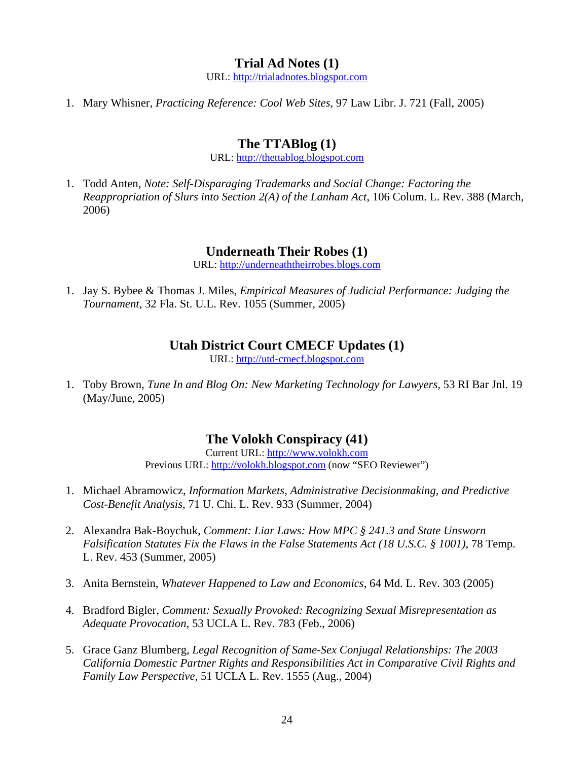## Trial Ad Notes (1)

URL: http://trialadnotes.blogspot.com

1. Mary Whisner, *Practicing Reference: Cool Web Sites*, 97 Law Libr. J. 721 (Fall, 2005)

## The TTABlog (1)

URL: http://thettablog.blogspot.com

1. Todd Anten, *Note: Self-Disparaging Trademarks and Social Change: Factoring the Reappropriation of Slurs into Section 2(A) of the Lanham Act*, 106 Colum. L. Rev. 388 (March, 2006)

## Underneath Their Robes (1)

URL: http://underneaththeirrobes.blogs.com

1. Jay S. Bybee & Thomas J. Miles, *Empirical Measures of Judicial Performance: Judging the Tournament*, 32 Fla. St. U.L. Rev. 1055 (Summer, 2005)

## Utah District Court CMECF Updates (1)

URL: http://utd-cmecf.blogspot.com

1. Toby Brown, *Tune In and Blog On: New Marketing Technology for Lawyers*, 53 RI Bar Jnl. 19 (May/June, 2005)

## The Volokh Conspiracy (41)

Current URL: http://www.volokh.com
Previous URL: http://volokh.blogspot.com (now "SEO Reviewer")

1. Michael Abramowicz, *Information Markets, Administrative Decisionmaking, and Predictive Cost-Benefit Analysis*, 71 U. Chi. L. Rev. 933 (Summer, 2004)

2. Alexandra Bak-Boychuk, *Comment: Liar Laws: How MPC § 241.3 and State Unsworn Falsification Statutes Fix the Flaws in the False Statements Act (18 U.S.C. § 1001)*, 78 Temp. L. Rev. 453 (Summer, 2005)

3. Anita Bernstein, *Whatever Happened to Law and Economics*, 64 Md. L. Rev. 303 (2005)

4. Bradford Bigler, *Comment: Sexually Provoked: Recognizing Sexual Misrepresentation as Adequate Provocation*, 53 UCLA L. Rev. 783 (Feb., 2006)

5. Grace Ganz Blumberg, *Legal Recognition of Same-Sex Conjugal Relationships: The 2003 California Domestic Partner Rights and Responsibilities Act in Comparative Civil Rights and Family Law Perspective*, 51 UCLA L. Rev. 1555 (Aug., 2004)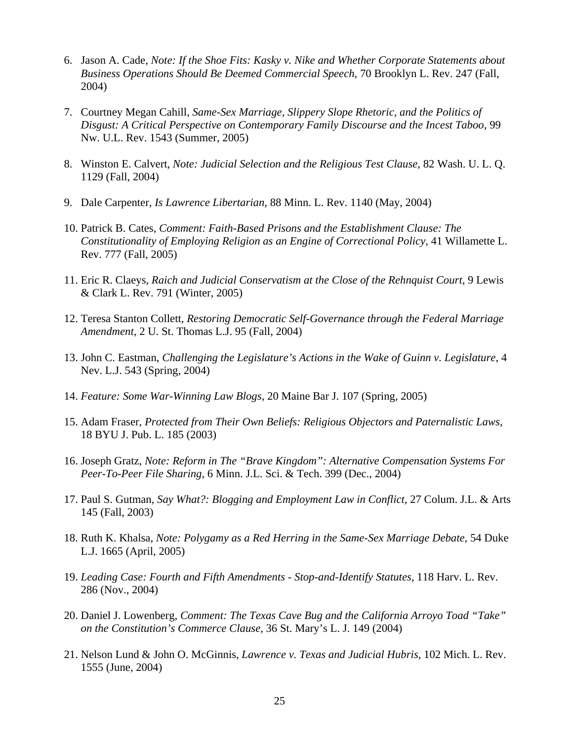6. Jason A. Cade, *Note: If the Shoe Fits: Kasky v. Nike and Whether Corporate Statements about Business Operations Should Be Deemed Commercial Speech*, 70 Brooklyn L. Rev. 247 (Fall, 2004)

7. Courtney Megan Cahill, *Same-Sex Marriage, Slippery Slope Rhetoric, and the Politics of Disgust: A Critical Perspective on Contemporary Family Discourse and the Incest Taboo*, 99 Nw. U.L. Rev. 1543 (Summer, 2005)

8. Winston E. Calvert, *Note: Judicial Selection and the Religious Test Clause*, 82 Wash. U. L. Q. 1129 (Fall, 2004)

9. Dale Carpenter, *Is Lawrence Libertarian*, 88 Minn. L. Rev. 1140 (May, 2004)

10. Patrick B. Cates, *Comment: Faith-Based Prisons and the Establishment Clause: The Constitutionality of Employing Religion as an Engine of Correctional Policy*, 41 Willamette L. Rev. 777 (Fall, 2005)

11. Eric R. Claeys, *Raich and Judicial Conservatism at the Close of the Rehnquist Court*, 9 Lewis & Clark L. Rev. 791 (Winter, 2005)

12. Teresa Stanton Collett, *Restoring Democratic Self-Governance through the Federal Marriage Amendment*, 2 U. St. Thomas L.J. 95 (Fall, 2004)

13. John C. Eastman, *Challenging the Legislature's Actions in the Wake of Guinn v. Legislature*, 4 Nev. L.J. 543 (Spring, 2004)

14. *Feature: Some War-Winning Law Blogs*, 20 Maine Bar J. 107 (Spring, 2005)

15. Adam Fraser, *Protected from Their Own Beliefs: Religious Objectors and Paternalistic Laws*, 18 BYU J. Pub. L. 185 (2003)

16. Joseph Gratz, *Note: Reform in The "Brave Kingdom": Alternative Compensation Systems For Peer-To-Peer File Sharing*, 6 Minn. J.L. Sci. & Tech. 399 (Dec., 2004)

17. Paul S. Gutman, *Say What?: Blogging and Employment Law in Conflict*, 27 Colum. J.L. & Arts 145 (Fall, 2003)

18. Ruth K. Khalsa, *Note: Polygamy as a Red Herring in the Same-Sex Marriage Debate*, 54 Duke L.J. 1665 (April, 2005)

19. *Leading Case: Fourth and Fifth Amendments - Stop-and-Identify Statutes*, 118 Harv. L. Rev. 286 (Nov., 2004)

20. Daniel J. Lowenberg, *Comment: The Texas Cave Bug and the California Arroyo Toad "Take" on the Constitution's Commerce Clause*, 36 St. Mary's L. J. 149 (2004)

21. Nelson Lund & John O. McGinnis, *Lawrence v. Texas and Judicial Hubris*, 102 Mich. L. Rev. 1555 (June, 2004)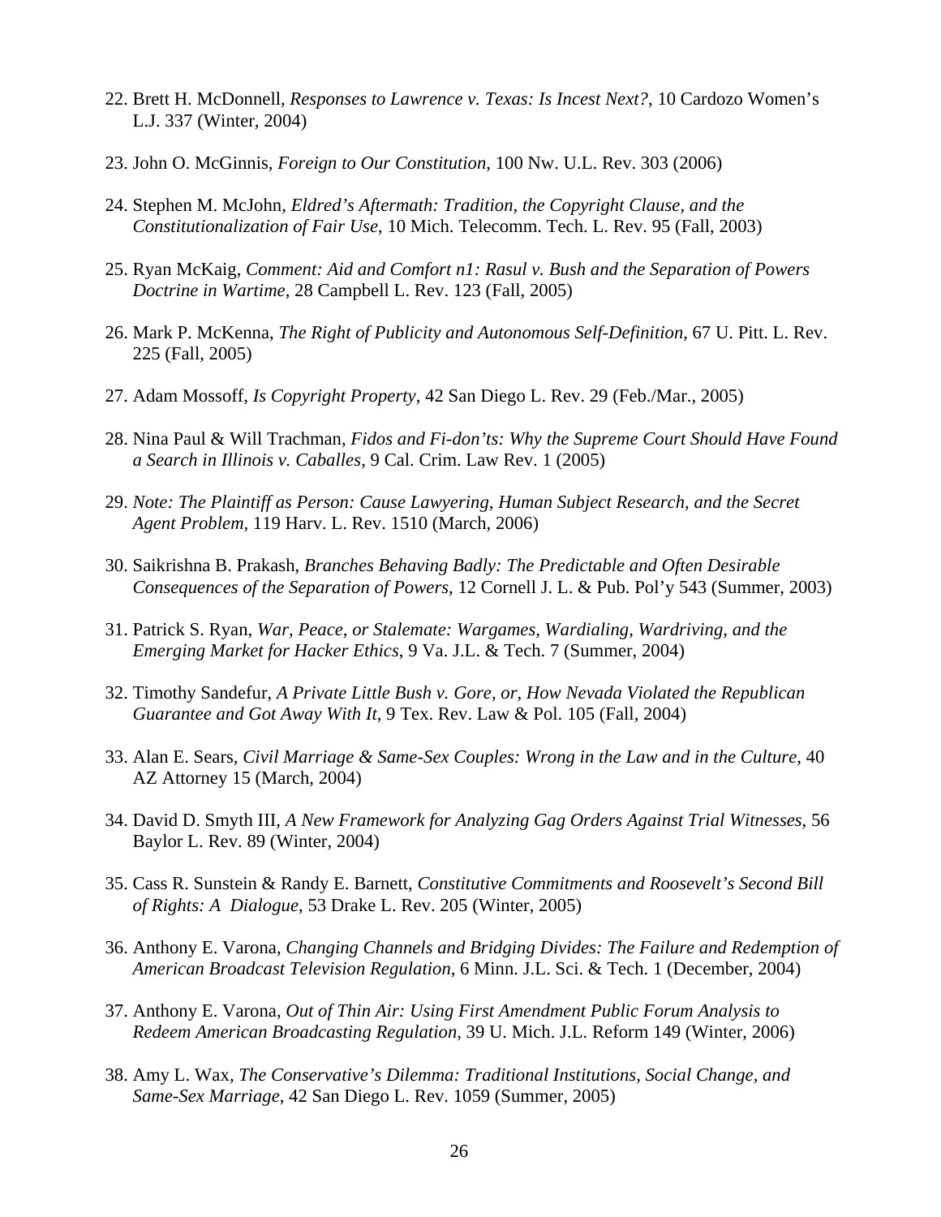22. Brett H. McDonnell, *Responses to Lawrence v. Texas: Is Incest Next?*, 10 Cardozo Women's L.J. 337 (Winter, 2004)

23. John O. McGinnis, *Foreign to Our Constitution*, 100 Nw. U.L. Rev. 303 (2006)

24. Stephen M. McJohn, *Eldred's Aftermath: Tradition, the Copyright Clause, and the Constitutionalization of Fair Use*, 10 Mich. Telecomm. Tech. L. Rev. 95 (Fall, 2003)

25. Ryan McKaig, *Comment: Aid and Comfort n1: Rasul v. Bush and the Separation of Powers Doctrine in Wartime*, 28 Campbell L. Rev. 123 (Fall, 2005)

26. Mark P. McKenna, *The Right of Publicity and Autonomous Self-Definition*, 67 U. Pitt. L. Rev. 225 (Fall, 2005)

27. Adam Mossoff, *Is Copyright Property*, 42 San Diego L. Rev. 29 (Feb./Mar., 2005)

28. Nina Paul & Will Trachman, *Fidos and Fi-don'ts: Why the Supreme Court Should Have Found a Search in Illinois v. Caballes*, 9 Cal. Crim. Law Rev. 1 (2005)

29. *Note: The Plaintiff as Person: Cause Lawyering, Human Subject Research, and the Secret Agent Problem*, 119 Harv. L. Rev. 1510 (March, 2006)

30. Saikrishna B. Prakash, *Branches Behaving Badly: The Predictable and Often Desirable Consequences of the Separation of Powers*, 12 Cornell J. L. & Pub. Pol'y 543 (Summer, 2003)

31. Patrick S. Ryan, *War, Peace, or Stalemate: Wargames, Wardialing, Wardriving, and the Emerging Market for Hacker Ethics*, 9 Va. J.L. & Tech. 7 (Summer, 2004)

32. Timothy Sandefur, *A Private Little Bush v. Gore, or, How Nevada Violated the Republican Guarantee and Got Away With It*, 9 Tex. Rev. Law & Pol. 105 (Fall, 2004)

33. Alan E. Sears, *Civil Marriage & Same-Sex Couples: Wrong in the Law and in the Culture*, 40 AZ Attorney 15 (March, 2004)

34. David D. Smyth III, *A New Framework for Analyzing Gag Orders Against Trial Witnesses*, 56 Baylor L. Rev. 89 (Winter, 2004)

35. Cass R. Sunstein & Randy E. Barnett, *Constitutive Commitments and Roosevelt's Second Bill of Rights: A Dialogue*, 53 Drake L. Rev. 205 (Winter, 2005)

36. Anthony E. Varona, *Changing Channels and Bridging Divides: The Failure and Redemption of American Broadcast Television Regulation*, 6 Minn. J.L. Sci. & Tech. 1 (December, 2004)

37. Anthony E. Varona, *Out of Thin Air: Using First Amendment Public Forum Analysis to Redeem American Broadcasting Regulation*, 39 U. Mich. J.L. Reform 149 (Winter, 2006)

38. Amy L. Wax, *The Conservative's Dilemma: Traditional Institutions, Social Change, and Same-Sex Marriage*, 42 San Diego L. Rev. 1059 (Summer, 2005)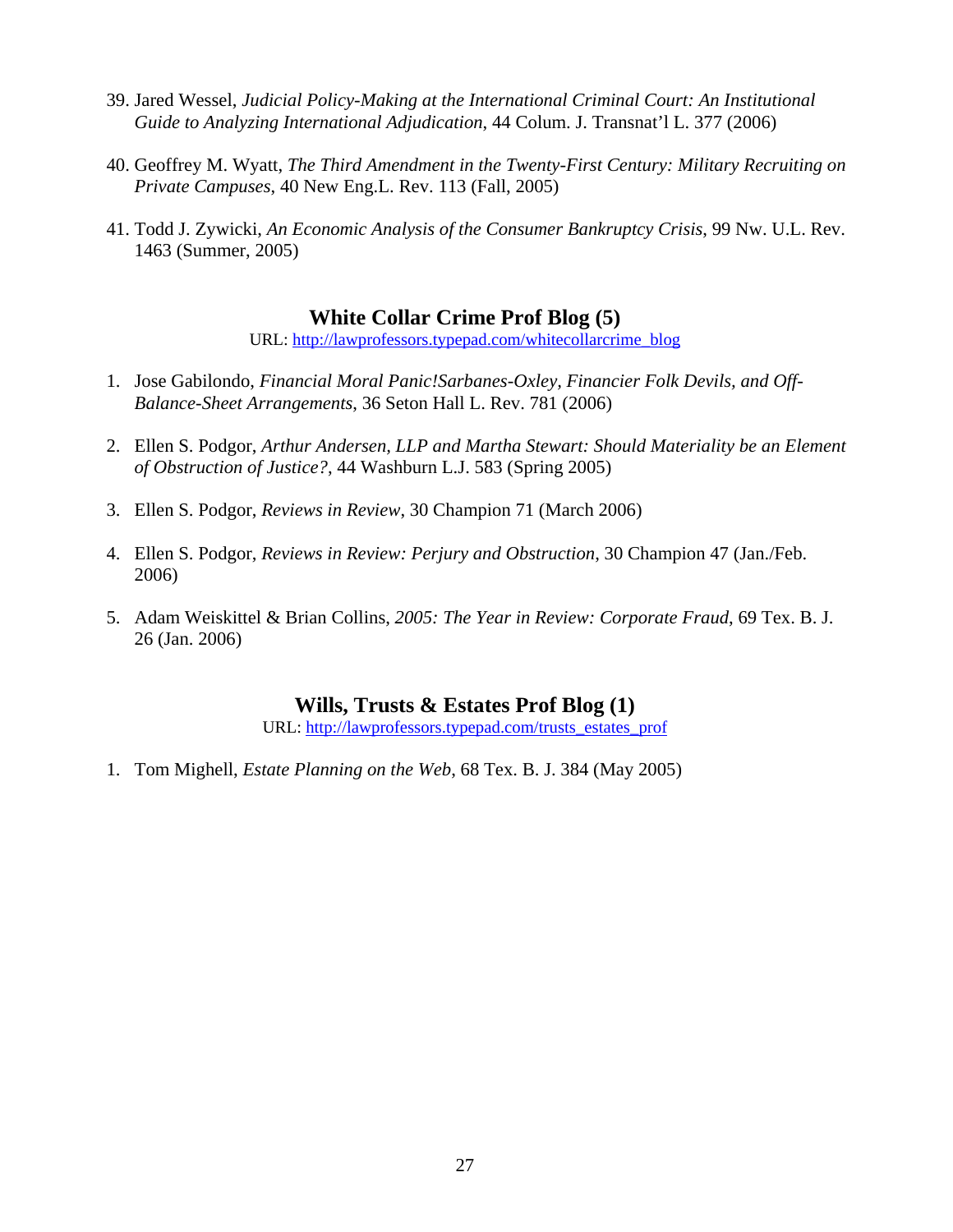39. Jared Wessel, *Judicial Policy-Making at the International Criminal Court: An Institutional Guide to Analyzing International Adjudication*, 44 Colum. J. Transnat'l L. 377 (2006)

40. Geoffrey M. Wyatt, *The Third Amendment in the Twenty-First Century: Military Recruiting on Private Campuses*, 40 New Eng.L. Rev. 113 (Fall, 2005)

41. Todd J. Zywicki, *An Economic Analysis of the Consumer Bankruptcy Crisis*, 99 Nw. U.L. Rev. 1463 (Summer, 2005)

## White Collar Crime Prof Blog (5)

URL: http://lawprofessors.typepad.com/whitecollarcrime_blog

1. Jose Gabilondo, *Financial Moral Panic!Sarbanes-Oxley, Financier Folk Devils, and Off-Balance-Sheet Arrangements*, 36 Seton Hall L. Rev. 781 (2006)

2. Ellen S. Podgor, *Arthur Andersen, LLP and Martha Stewart: Should Materiality be an Element of Obstruction of Justice?*, 44 Washburn L.J. 583 (Spring 2005)

3. Ellen S. Podgor, *Reviews in Review*, 30 Champion 71 (March 2006)

4. Ellen S. Podgor, *Reviews in Review: Perjury and Obstruction*, 30 Champion 47 (Jan./Feb. 2006)

5. Adam Weiskittel & Brian Collins, *2005: The Year in Review: Corporate Fraud*, 69 Tex. B. J. 26 (Jan. 2006)

## Wills, Trusts & Estates Prof Blog (1)

URL: http://lawprofessors.typepad.com/trusts_estates_prof

1. Tom Mighell, *Estate Planning on the Web*, 68 Tex. B. J. 384 (May 2005)